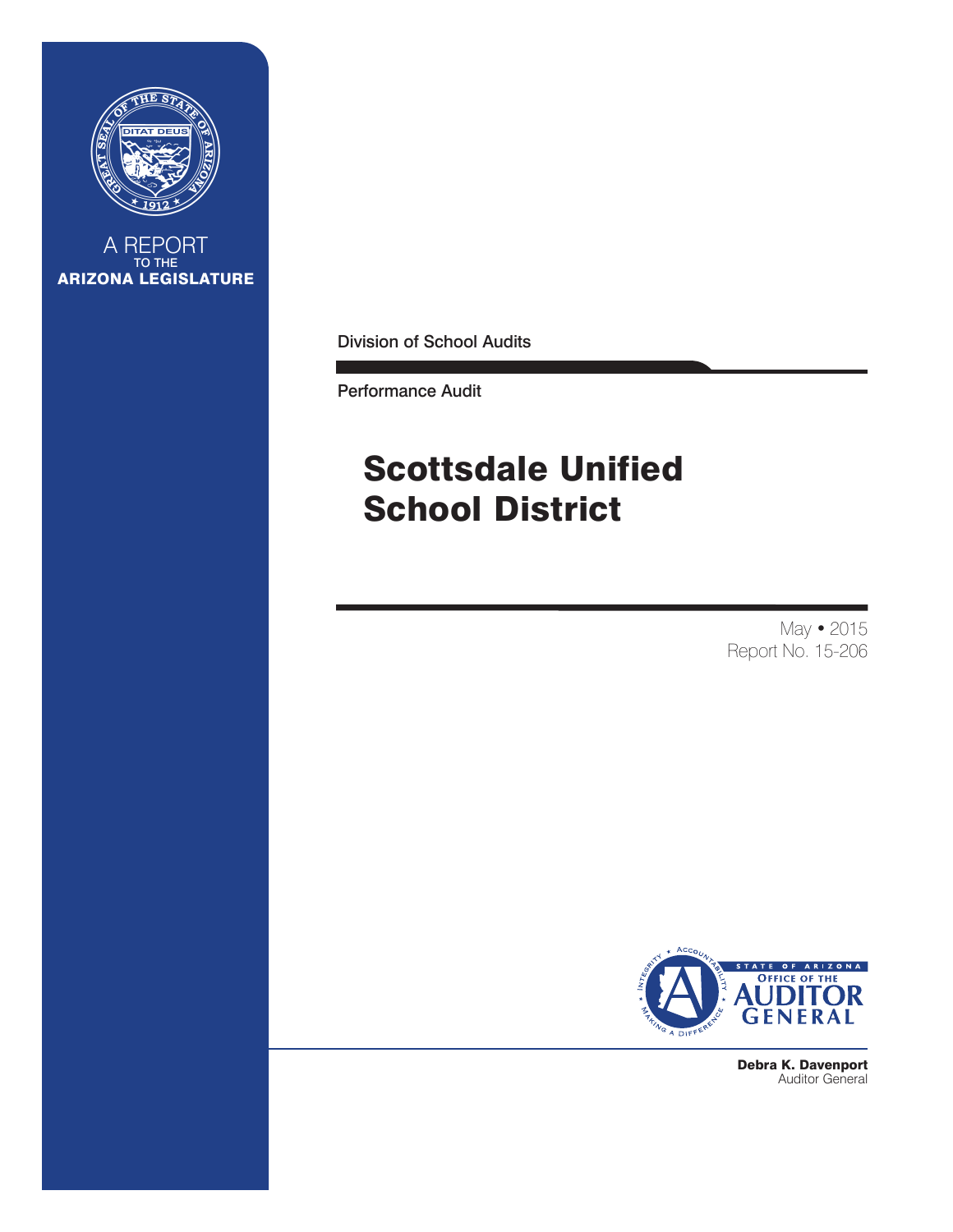A REPORT TO THE **ARIZONA LEGISLATURE**

Division of School Audits

Performance Audit

# Scottsdale Unified School District

May • 2015
Report No. 15-206

STATE OF ARIZONA
OFFICE OF THE
AUDITOR GENERAL

**Debra K. Davenport**
Auditor General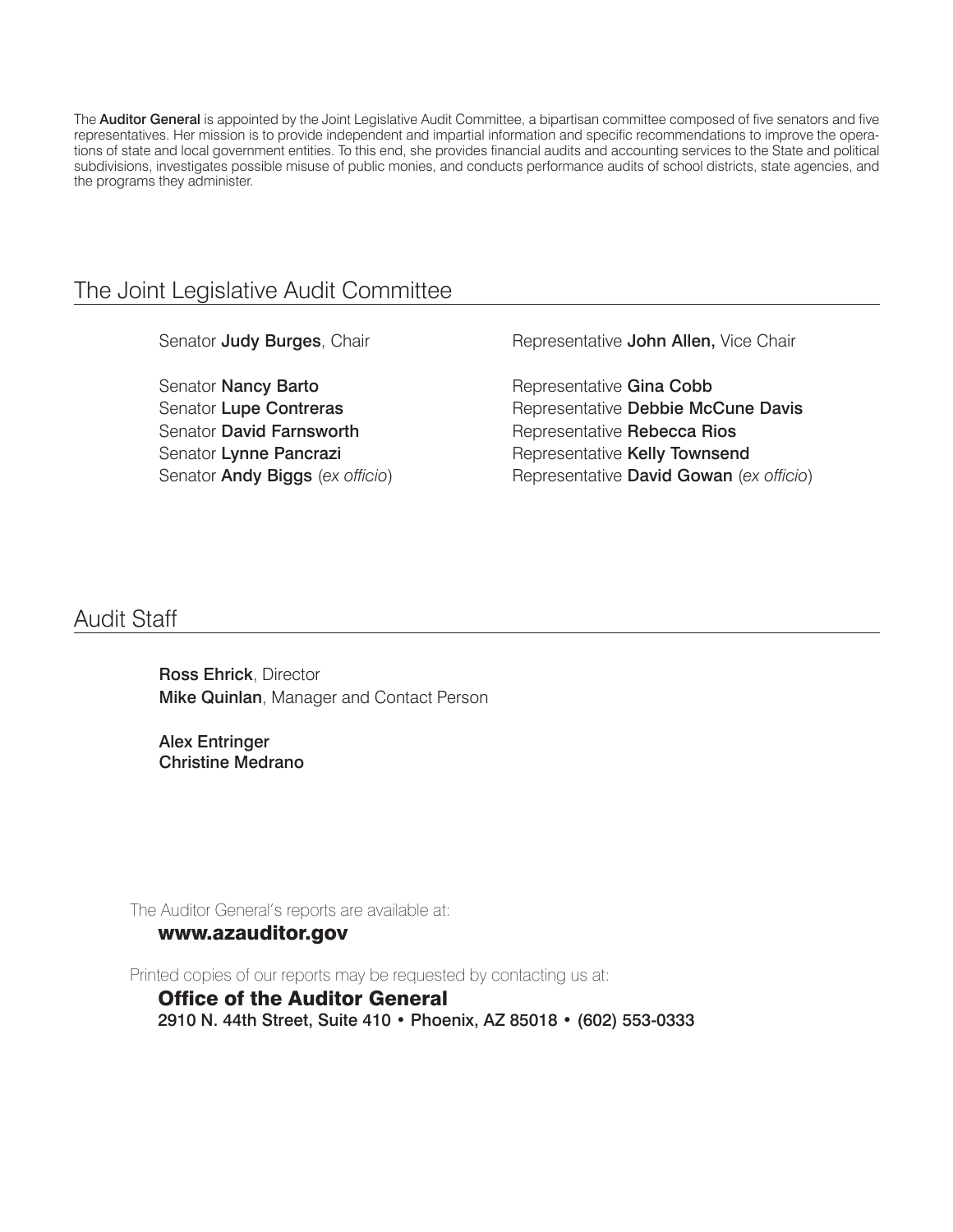The **Auditor General** is appointed by the Joint Legislative Audit Committee, a bipartisan committee composed of five senators and five representatives. Her mission is to provide independent and impartial information and specific recommendations to improve the operations of state and local government entities. To this end, she provides financial audits and accounting services to the State and political subdivisions, investigates possible misuse of public monies, and conducts performance audits of school districts, state agencies, and the programs they administer.

## The Joint Legislative Audit Committee

Senator **Judy Burges**, Chair

Senator **Nancy Barto**
Senator **Lupe Contreras**
Senator **David Farnsworth**
Senator **Lynne Pancrazi**
Senator **Andy Biggs** (*ex officio*)

Representative **John Allen,** Vice Chair

Representative **Gina Cobb**
Representative **Debbie McCune Davis**
Representative **Rebecca Rios**
Representative **Kelly Townsend**
Representative **David Gowan** (*ex officio*)

## Audit Staff

**Ross Ehrick**, Director
**Mike Quinlan**, Manager and Contact Person

**Alex Entringer**
**Christine Medrano**

The Auditor General's reports are available at:

**www.azauditor.gov**

Printed copies of our reports may be requested by contacting us at:

**Office of the Auditor General**
2910 N. 44th Street, Suite 410 • Phoenix, AZ 85018 • (602) 553-0333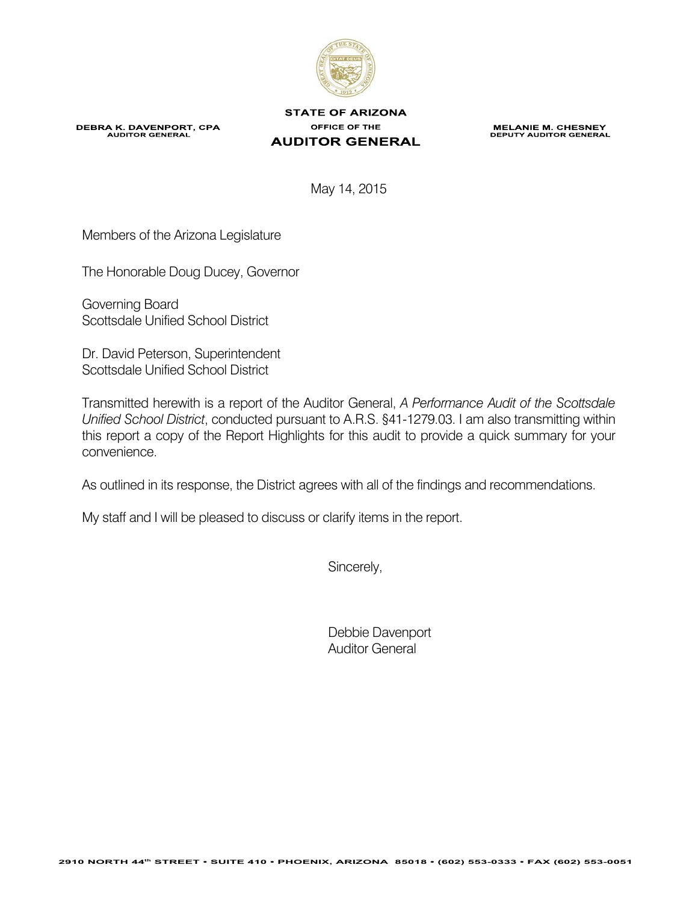**STATE OF ARIZONA**
**OFFICE OF THE**
**AUDITOR GENERAL**

**DEBRA K. DAVENPORT, CPA**
**AUDITOR GENERAL**

**MELANIE M. CHESNEY**
**DEPUTY AUDITOR GENERAL**

May 14, 2015

Members of the Arizona Legislature

The Honorable Doug Ducey, Governor

Governing Board
Scottsdale Unified School District

Dr. David Peterson, Superintendent
Scottsdale Unified School District

Transmitted herewith is a report of the Auditor General, *A Performance Audit of the Scottsdale Unified School District*, conducted pursuant to A.R.S. §41-1279.03. I am also transmitting within this report a copy of the Report Highlights for this audit to provide a quick summary for your convenience.

As outlined in its response, the District agrees with all of the findings and recommendations.

My staff and I will be pleased to discuss or clarify items in the report.

Sincerely,

Debbie Davenport
Auditor General

2910 NORTH 44th STREET • SUITE 410 • PHOENIX, ARIZONA 85018 • (602) 553-0333 • FAX (602) 553-0051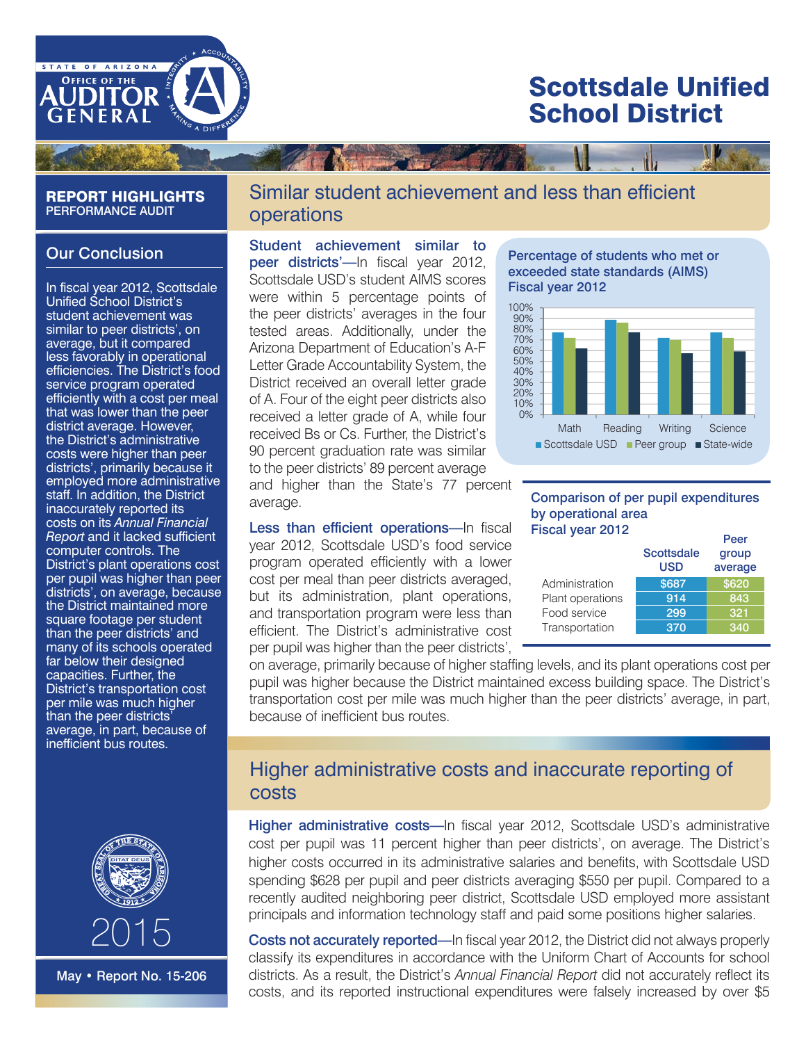# Scottsdale Unified School District

**REPORT HIGHLIGHTS**
PERFORMANCE AUDIT

## Our Conclusion

In fiscal year 2012, Scottsdale Unified School District's student achievement was similar to peer districts', on average, but it compared less favorably in operational efficiencies. The District's food service program operated efficiently with a cost per meal that was lower than the peer district average. However, the District's administrative costs were higher than peer districts', primarily because it employed more administrative staff. In addition, the District inaccurately reported its costs on its *Annual Financial Report* and it lacked sufficient computer controls. The District's plant operations cost per pupil was higher than peer districts', on average, because the District maintained more square footage per student than the peer districts' and many of its schools operated far below their designed capacities. Further, the District's transportation cost per mile was much higher than the peer districts' average, in part, because of inefficient bus routes.

2015

May • Report No. 15-206

## Similar student achievement and less than efficient operations

**Student achievement similar to peer districts'**—In fiscal year 2012, Scottsdale USD's student AIMS scores were within 5 percentage points of the peer districts' averages in the four tested areas. Additionally, under the Arizona Department of Education's A-F Letter Grade Accountability System, the District received an overall letter grade of A. Four of the eight peer districts also received a letter grade of A, while four received Bs or Cs. Further, the District's 90 percent graduation rate was similar to the peer districts' 89 percent average and higher than the State's 77 percent average.

**Percentage of students who met or exceeded state standards (AIMS) Fiscal year 2012**

(Bar chart: Math, Reading, Writing, Science — Scottsdale USD, Peer group, State-wide; scale 0%–100%)

**Less than efficient operations**—In fiscal year 2012, Scottsdale USD's food service program operated efficiently with a lower cost per meal than peer districts averaged, but its administration, plant operations, and transportation program were less than efficient. The District's administrative cost per pupil was higher than the peer districts', on average, primarily because of higher staffing levels, and its plant operations cost per pupil was higher because the District maintained excess building space. The District's transportation cost per mile was much higher than the peer districts' average, in part, because of inefficient bus routes.

**Comparison of per pupil expenditures by operational area Fiscal year 2012**

| | Scottsdale USD | Peer group average |
|---|---|---|
| Administration | $687 | $620 |
| Plant operations | 914 | 843 |
| Food service | 299 | 321 |
| Transportation | 370 | 340 |

## Higher administrative costs and inaccurate reporting of costs

**Higher administrative costs**—In fiscal year 2012, Scottsdale USD's administrative cost per pupil was 11 percent higher than peer districts', on average. The District's higher costs occurred in its administrative salaries and benefits, with Scottsdale USD spending $628 per pupil and peer districts averaging $550 per pupil. Compared to a recently audited neighboring peer district, Scottsdale USD employed more assistant principals and information technology staff and paid some positions higher salaries.

**Costs not accurately reported**—In fiscal year 2012, the District did not always properly classify its expenditures in accordance with the Uniform Chart of Accounts for school districts. As a result, the District's *Annual Financial Report* did not accurately reflect its costs, and its reported instructional expenditures were falsely increased by over $5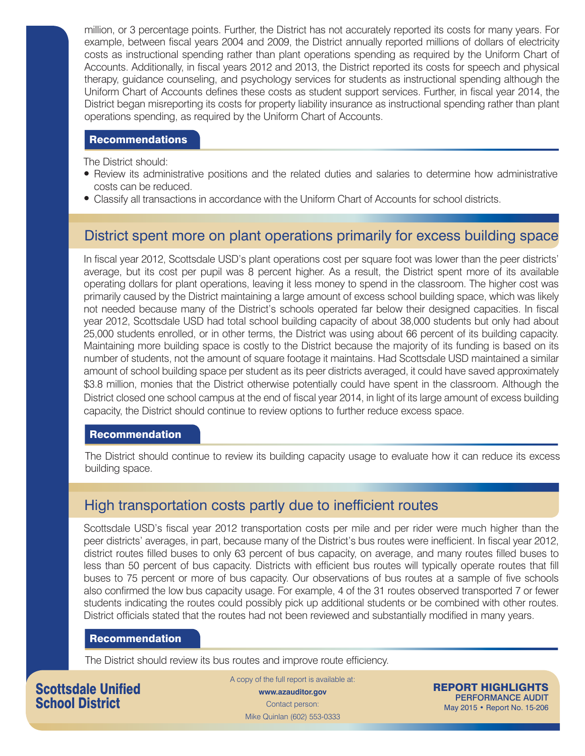million, or 3 percentage points. Further, the District has not accurately reported its costs for many years. For example, between fiscal years 2004 and 2009, the District annually reported millions of dollars of electricity costs as instructional spending rather than plant operations spending as required by the Uniform Chart of Accounts. Additionally, in fiscal years 2012 and 2013, the District reported its costs for speech and physical therapy, guidance counseling, and psychology services for students as instructional spending although the Uniform Chart of Accounts defines these costs as student support services. Further, in fiscal year 2014, the District began misreporting its costs for property liability insurance as instructional spending rather than plant operations spending, as required by the Uniform Chart of Accounts.

### Recommendations

The District should:

- Review its administrative positions and the related duties and salaries to determine how administrative costs can be reduced.
- Classify all transactions in accordance with the Uniform Chart of Accounts for school districts.

## District spent more on plant operations primarily for excess building space

In fiscal year 2012, Scottsdale USD's plant operations cost per square foot was lower than the peer districts' average, but its cost per pupil was 8 percent higher. As a result, the District spent more of its available operating dollars for plant operations, leaving it less money to spend in the classroom. The higher cost was primarily caused by the District maintaining a large amount of excess school building space, which was likely not needed because many of the District's schools operated far below their designed capacities. In fiscal year 2012, Scottsdale USD had total school building capacity of about 38,000 students but only had about 25,000 students enrolled, or in other terms, the District was using about 66 percent of its building capacity. Maintaining more building space is costly to the District because the majority of its funding is based on its number of students, not the amount of square footage it maintains. Had Scottsdale USD maintained a similar amount of school building space per student as its peer districts averaged, it could have saved approximately $3.8 million, monies that the District otherwise potentially could have spent in the classroom. Although the District closed one school campus at the end of fiscal year 2014, in light of its large amount of excess building capacity, the District should continue to review options to further reduce excess space.

### Recommendation

The District should continue to review its building capacity usage to evaluate how it can reduce its excess building space.

## High transportation costs partly due to inefficient routes

Scottsdale USD's fiscal year 2012 transportation costs per mile and per rider were much higher than the peer districts' averages, in part, because many of the District's bus routes were inefficient. In fiscal year 2012, district routes filled buses to only 63 percent of bus capacity, on average, and many routes filled buses to less than 50 percent of bus capacity. Districts with efficient bus routes will typically operate routes that fill buses to 75 percent or more of bus capacity. Our observations of bus routes at a sample of five schools also confirmed the low bus capacity usage. For example, 4 of the 31 routes observed transported 7 or fewer students indicating the routes could possibly pick up additional students or be combined with other routes. District officials stated that the routes had not been reviewed and substantially modified in many years.

### Recommendation

The District should review its bus routes and improve route efficiency.

**Scottsdale Unified School District**

A copy of the full report is available at:
**www.azauditor.gov**
Contact person:
Mike Quinlan (602) 553-0333

**REPORT HIGHLIGHTS**
PERFORMANCE AUDIT
May 2015 • Report No. 15-206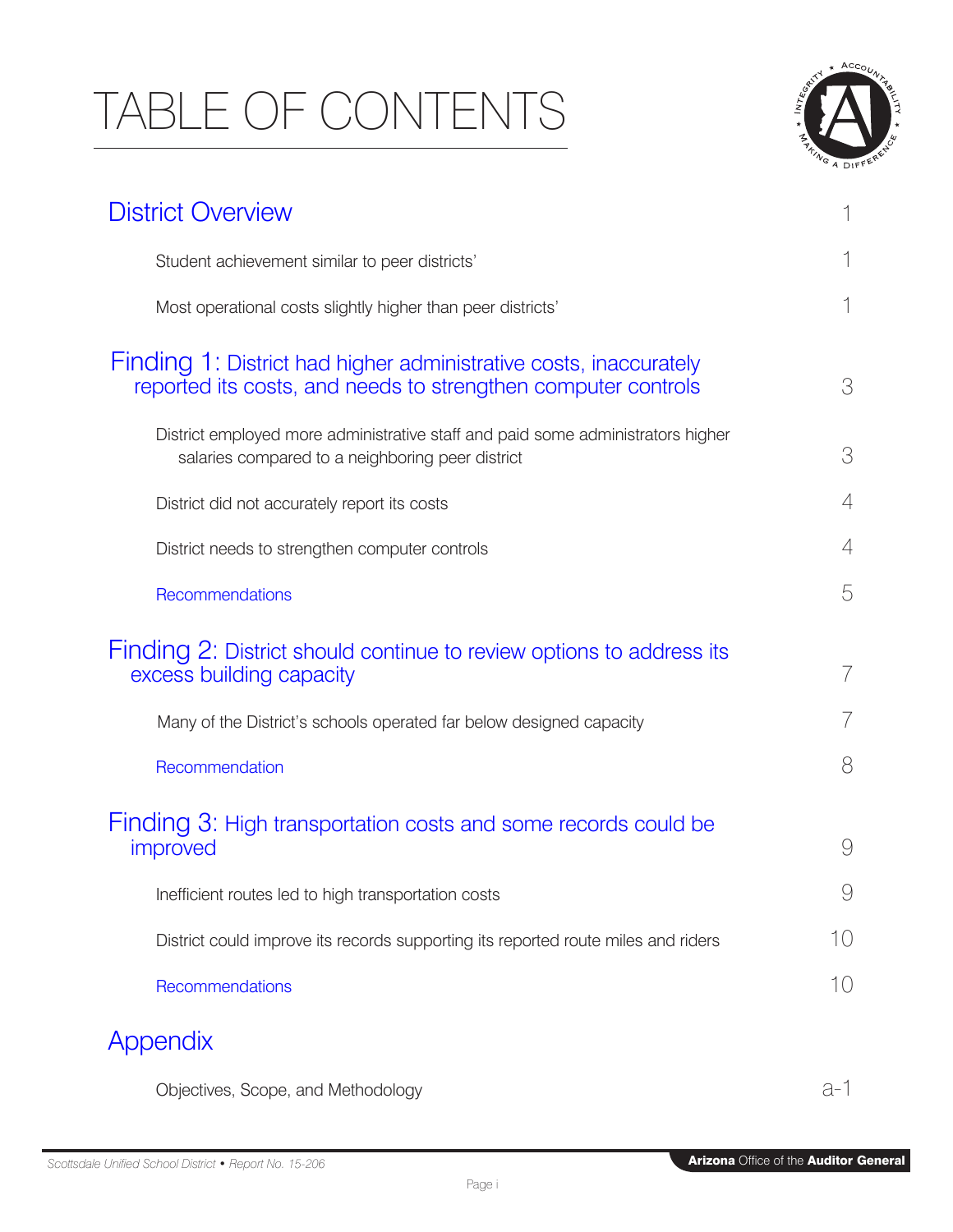# TABLE OF CONTENTS

| | |
|---|---|
| **District Overview** | 1 |
| Student achievement similar to peer districts' | 1 |
| Most operational costs slightly higher than peer districts' | 1 |
| **Finding 1: District had higher administrative costs, inaccurately reported its costs, and needs to strengthen computer controls** | 3 |
| District employed more administrative staff and paid some administrators higher salaries compared to a neighboring peer district | 3 |
| District did not accurately report its costs | 4 |
| District needs to strengthen computer controls | 4 |
| Recommendations | 5 |
| **Finding 2: District should continue to review options to address its excess building capacity** | 7 |
| Many of the District's schools operated far below designed capacity | 7 |
| Recommendation | 8 |
| **Finding 3: High transportation costs and some records could be improved** | 9 |
| Inefficient routes led to high transportation costs | 9 |
| District could improve its records supporting its reported route miles and riders | 10 |
| Recommendations | 10 |
| **Appendix** | |
| Objectives, Scope, and Methodology | a-1 |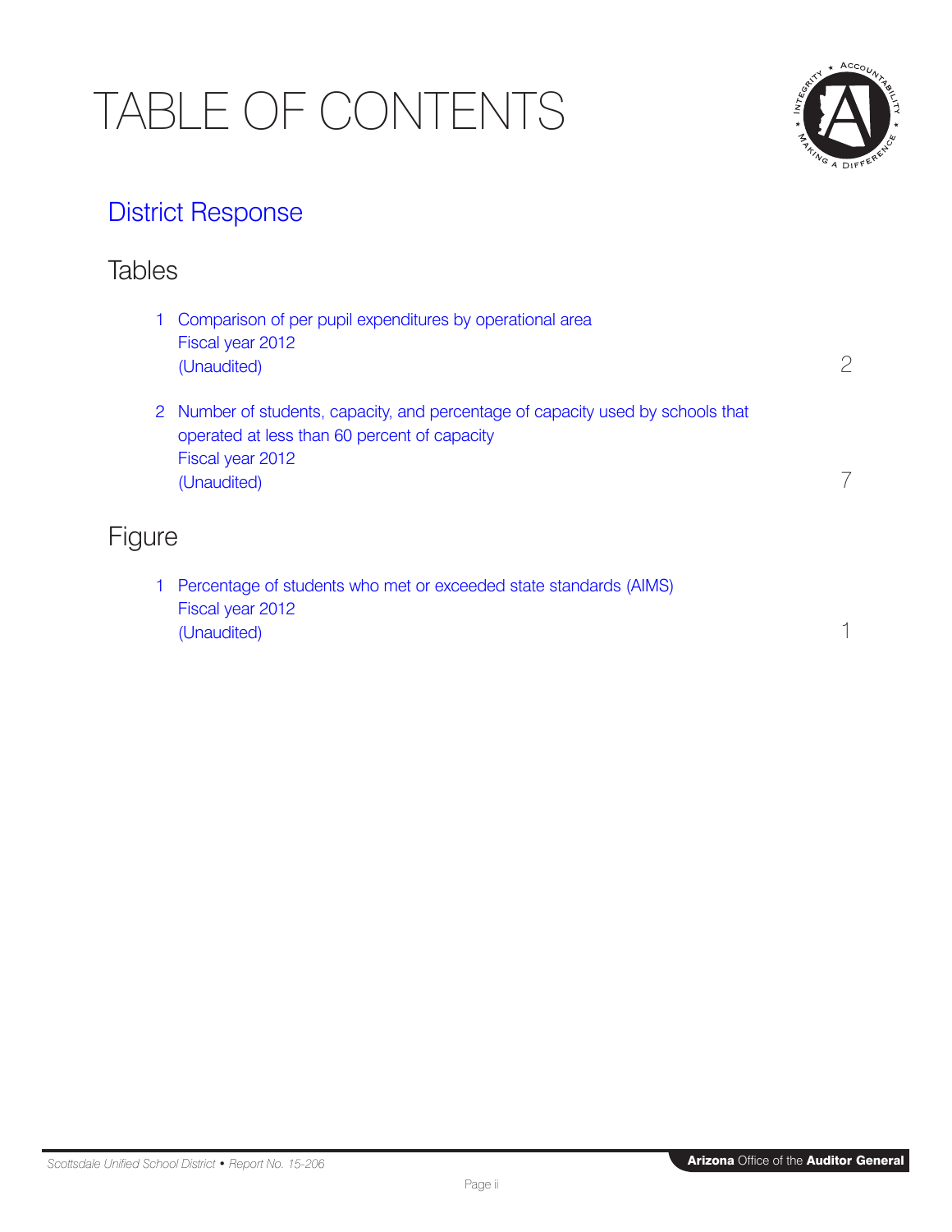# TABLE OF CONTENTS

## District Response

## Tables

1 Comparison of per pupil expenditures by operational area
Fiscal year 2012
(Unaudited) 2

2 Number of students, capacity, and percentage of capacity used by schools that operated at less than 60 percent of capacity
Fiscal year 2012
(Unaudited) 7

## Figure

1 Percentage of students who met or exceeded state standards (AIMS)
Fiscal year 2012
(Unaudited) 1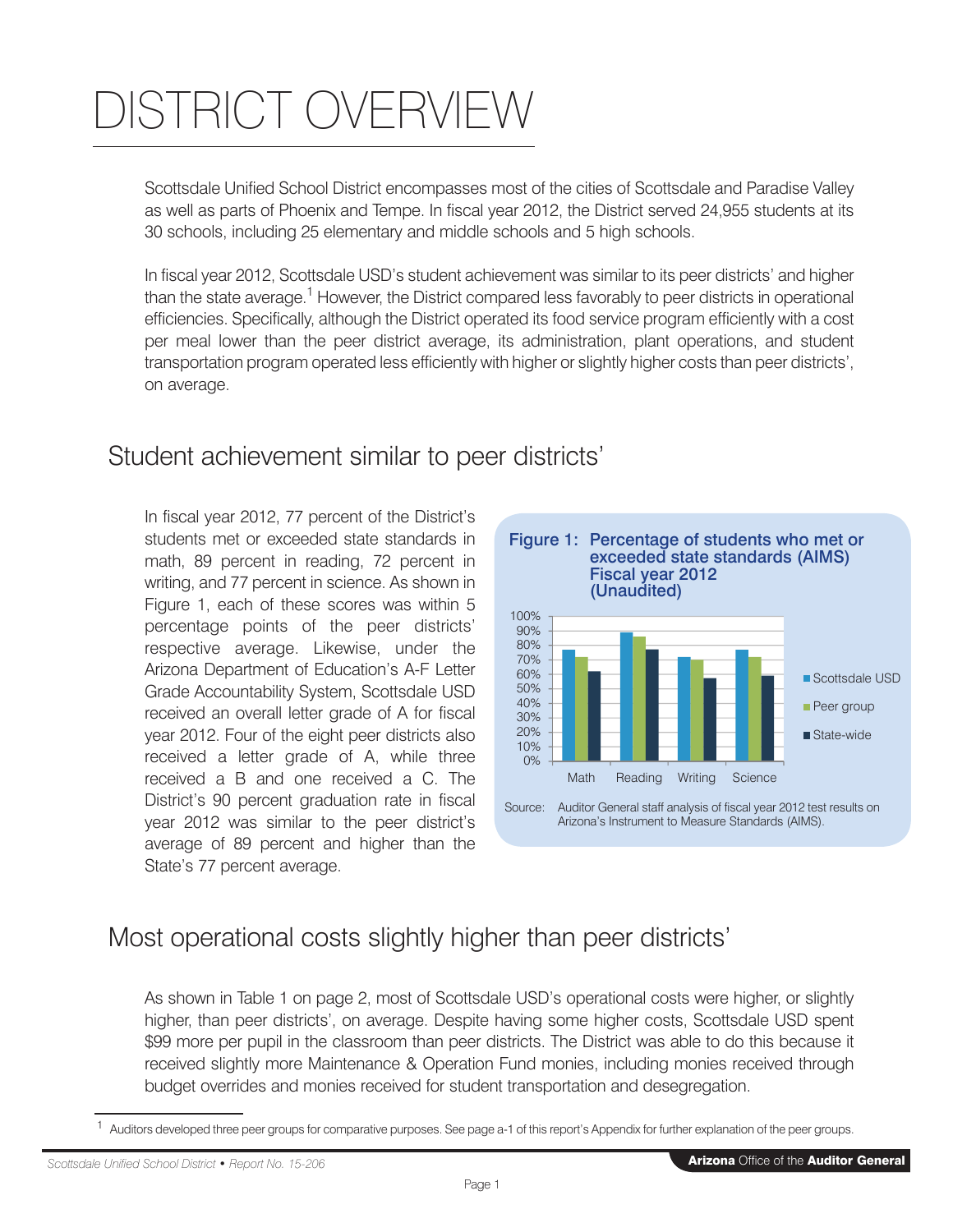# DISTRICT OVERVIEW

Scottsdale Unified School District encompasses most of the cities of Scottsdale and Paradise Valley as well as parts of Phoenix and Tempe. In fiscal year 2012, the District served 24,955 students at its 30 schools, including 25 elementary and middle schools and 5 high schools.

In fiscal year 2012, Scottsdale USD's student achievement was similar to its peer districts' and higher than the state average.[1] However, the District compared less favorably to peer districts in operational efficiencies. Specifically, although the District operated its food service program efficiently with a cost per meal lower than the peer district average, its administration, plant operations, and student transportation program operated less efficiently with higher or slightly higher costs than peer districts', on average.

## Student achievement similar to peer districts'

In fiscal year 2012, 77 percent of the District's students met or exceeded state standards in math, 89 percent in reading, 72 percent in writing, and 77 percent in science. As shown in Figure 1, each of these scores was within 5 percentage points of the peer districts' respective average. Likewise, under the Arizona Department of Education's A-F Letter Grade Accountability System, Scottsdale USD received an overall letter grade of A for fiscal year 2012. Four of the eight peer districts also received a letter grade of A, while three received a B and one received a C. The District's 90 percent graduation rate in fiscal year 2012 was similar to the peer district's average of 89 percent and higher than the State's 77 percent average.

**Figure 1: Percentage of students who met or exceeded state standards (AIMS) Fiscal year 2012 (Unaudited)**

Source: Auditor General staff analysis of fiscal year 2012 test results on Arizona's Instrument to Measure Standards (AIMS).

## Most operational costs slightly higher than peer districts'

As shown in Table 1 on page 2, most of Scottsdale USD's operational costs were higher, or slightly higher, than peer districts', on average. Despite having some higher costs, Scottsdale USD spent $99 more per pupil in the classroom than peer districts. The District was able to do this because it received slightly more Maintenance & Operation Fund monies, including monies received through budget overrides and monies received for student transportation and desegregation.

[1] Auditors developed three peer groups for comparative purposes. See page a-1 of this report's Appendix for further explanation of the peer groups.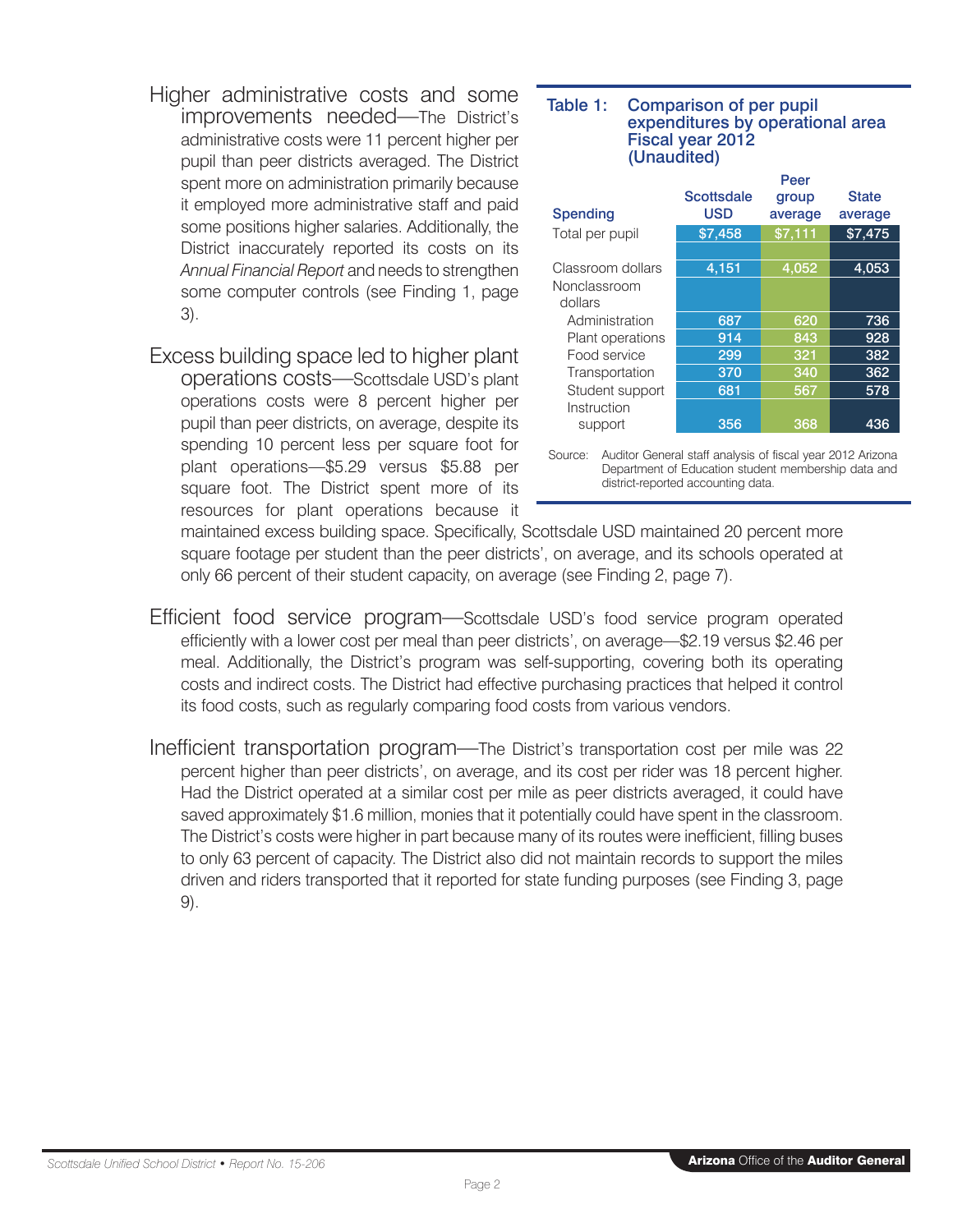**Higher administrative costs and some improvements needed**—The District's administrative costs were 11 percent higher per pupil than peer districts averaged. The District spent more on administration primarily because it employed more administrative staff and paid some positions higher salaries. Additionally, the District inaccurately reported its costs on its *Annual Financial Report* and needs to strengthen some computer controls (see Finding 1, page 3).

**Excess building space led to higher plant operations costs**—Scottsdale USD's plant operations costs were 8 percent higher per pupil than peer districts, on average, despite its spending 10 percent less per square foot for plant operations—$5.29 versus $5.88 per square foot. The District spent more of its resources for plant operations because it maintained excess building space. Specifically, Scottsdale USD maintained 20 percent more square footage per student than the peer districts', on average, and its schools operated at only 66 percent of their student capacity, on average (see Finding 2, page 7).

**Table 1: Comparison of per pupil expenditures by operational area Fiscal year 2012 (Unaudited)**

| Spending | Scottsdale USD | Peer group average | State average |
|---|---|---|---|
| Total per pupil | $7,458 | $7,111 | $7,475 |
| | | | |
| Classroom dollars | 4,151 | 4,052 | 4,053 |
| Nonclassroom dollars | | | |
| Administration | 687 | 620 | 736 |
| Plant operations | 914 | 843 | 928 |
| Food service | 299 | 321 | 382 |
| Transportation | 370 | 340 | 362 |
| Student support | 681 | 567 | 578 |
| Instruction support | 356 | 368 | 436 |

Source: Auditor General staff analysis of fiscal year 2012 Arizona Department of Education student membership data and district-reported accounting data.

**Efficient food service program**—Scottsdale USD's food service program operated efficiently with a lower cost per meal than peer districts', on average—$2.19 versus $2.46 per meal. Additionally, the District's program was self-supporting, covering both its operating costs and indirect costs. The District had effective purchasing practices that helped it control its food costs, such as regularly comparing food costs from various vendors.

**Inefficient transportation program**—The District's transportation cost per mile was 22 percent higher than peer districts', on average, and its cost per rider was 18 percent higher. Had the District operated at a similar cost per mile as peer districts averaged, it could have saved approximately $1.6 million, monies that it potentially could have spent in the classroom. The District's costs were higher in part because many of its routes were inefficient, filling buses to only 63 percent of capacity. The District also did not maintain records to support the miles driven and riders transported that it reported for state funding purposes (see Finding 3, page 9).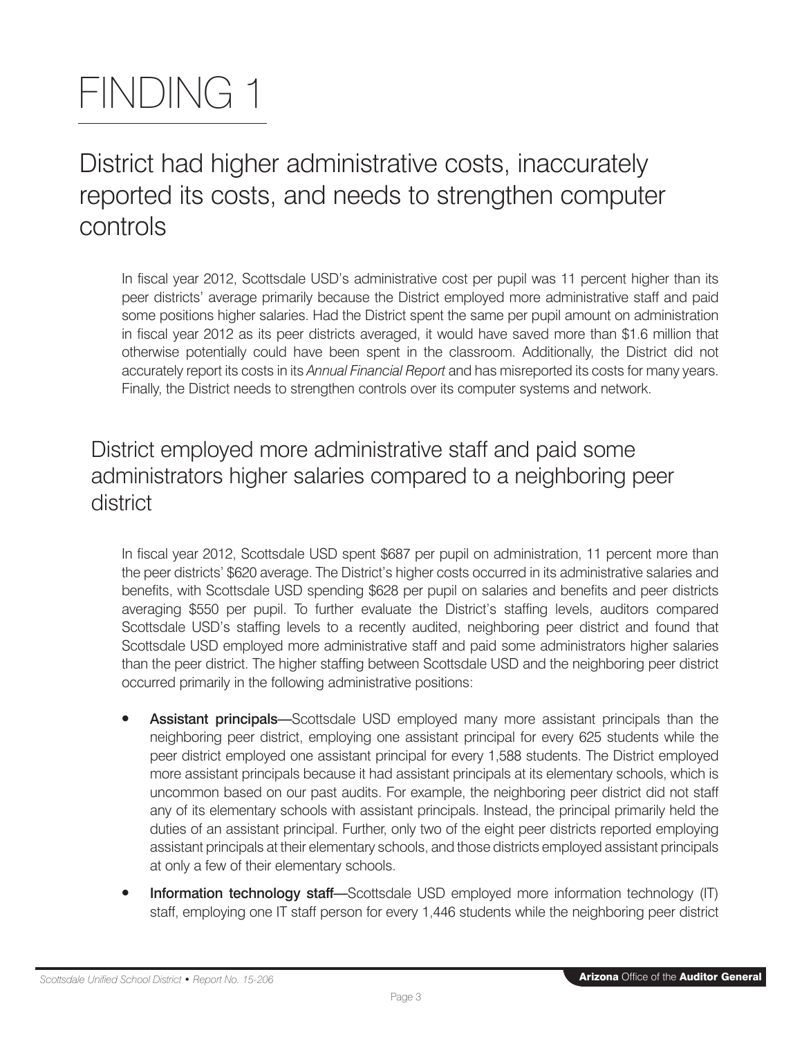# FINDING 1

## District had higher administrative costs, inaccurately reported its costs, and needs to strengthen computer controls

In fiscal year 2012, Scottsdale USD's administrative cost per pupil was 11 percent higher than its peer districts' average primarily because the District employed more administrative staff and paid some positions higher salaries. Had the District spent the same per pupil amount on administration in fiscal year 2012 as its peer districts averaged, it would have saved more than $1.6 million that otherwise potentially could have been spent in the classroom. Additionally, the District did not accurately report its costs in its *Annual Financial Report* and has misreported its costs for many years. Finally, the District needs to strengthen controls over its computer systems and network.

### District employed more administrative staff and paid some administrators higher salaries compared to a neighboring peer district

In fiscal year 2012, Scottsdale USD spent $687 per pupil on administration, 11 percent more than the peer districts' $620 average. The District's higher costs occurred in its administrative salaries and benefits, with Scottsdale USD spending $628 per pupil on salaries and benefits and peer districts averaging $550 per pupil. To further evaluate the District's staffing levels, auditors compared Scottsdale USD's staffing levels to a recently audited, neighboring peer district and found that Scottsdale USD employed more administrative staff and paid some administrators higher salaries than the peer district. The higher staffing between Scottsdale USD and the neighboring peer district occurred primarily in the following administrative positions:

- **Assistant principals**—Scottsdale USD employed many more assistant principals than the neighboring peer district, employing one assistant principal for every 625 students while the peer district employed one assistant principal for every 1,588 students. The District employed more assistant principals because it had assistant principals at its elementary schools, which is uncommon based on our past audits. For example, the neighboring peer district did not staff any of its elementary schools with assistant principals. Instead, the principal primarily held the duties of an assistant principal. Further, only two of the eight peer districts reported employing assistant principals at their elementary schools, and those districts employed assistant principals at only a few of their elementary schools.
- **Information technology staff**—Scottsdale USD employed more information technology (IT) staff, employing one IT staff person for every 1,446 students while the neighboring peer district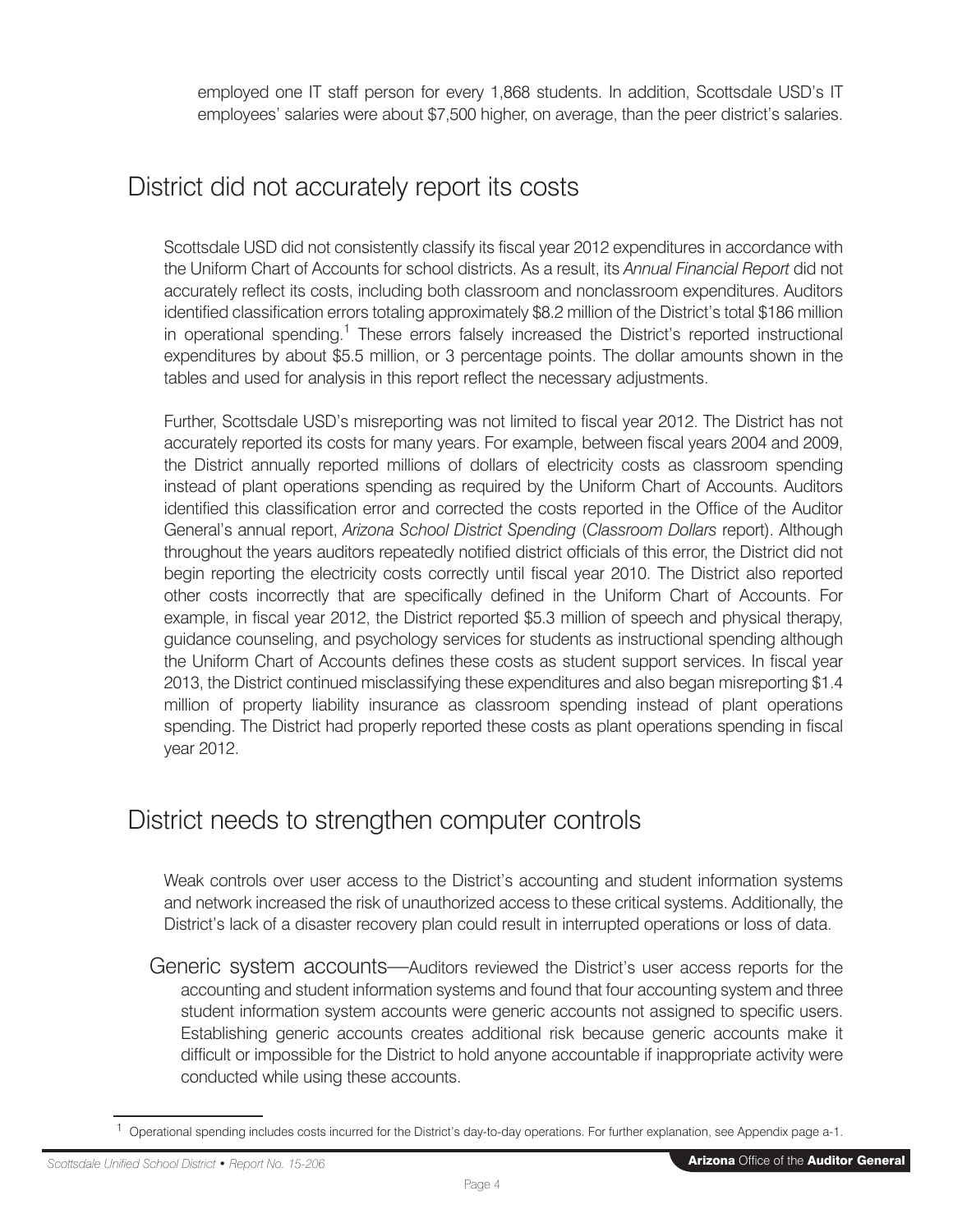employed one IT staff person for every 1,868 students. In addition, Scottsdale USD's IT employees' salaries were about $7,500 higher, on average, than the peer district's salaries.

## District did not accurately report its costs

Scottsdale USD did not consistently classify its fiscal year 2012 expenditures in accordance with the Uniform Chart of Accounts for school districts. As a result, its *Annual Financial Report* did not accurately reflect its costs, including both classroom and nonclassroom expenditures. Auditors identified classification errors totaling approximately $8.2 million of the District's total $186 million in operational spending.[1] These errors falsely increased the District's reported instructional expenditures by about $5.5 million, or 3 percentage points. The dollar amounts shown in the tables and used for analysis in this report reflect the necessary adjustments.

Further, Scottsdale USD's misreporting was not limited to fiscal year 2012. The District has not accurately reported its costs for many years. For example, between fiscal years 2004 and 2009, the District annually reported millions of dollars of electricity costs as classroom spending instead of plant operations spending as required by the Uniform Chart of Accounts. Auditors identified this classification error and corrected the costs reported in the Office of the Auditor General's annual report, *Arizona School District Spending* (*Classroom Dollars* report). Although throughout the years auditors repeatedly notified district officials of this error, the District did not begin reporting the electricity costs correctly until fiscal year 2010. The District also reported other costs incorrectly that are specifically defined in the Uniform Chart of Accounts. For example, in fiscal year 2012, the District reported $5.3 million of speech and physical therapy, guidance counseling, and psychology services for students as instructional spending although the Uniform Chart of Accounts defines these costs as student support services. In fiscal year 2013, the District continued misclassifying these expenditures and also began misreporting $1.4 million of property liability insurance as classroom spending instead of plant operations spending. The District had properly reported these costs as plant operations spending in fiscal year 2012.

## District needs to strengthen computer controls

Weak controls over user access to the District's accounting and student information systems and network increased the risk of unauthorized access to these critical systems. Additionally, the District's lack of a disaster recovery plan could result in interrupted operations or loss of data.

### Generic system accounts

Auditors reviewed the District's user access reports for the accounting and student information systems and found that four accounting system and three student information system accounts were generic accounts not assigned to specific users. Establishing generic accounts creates additional risk because generic accounts make it difficult or impossible for the District to hold anyone accountable if inappropriate activity were conducted while using these accounts.

[1] Operational spending includes costs incurred for the District's day-to-day operations. For further explanation, see Appendix page a-1.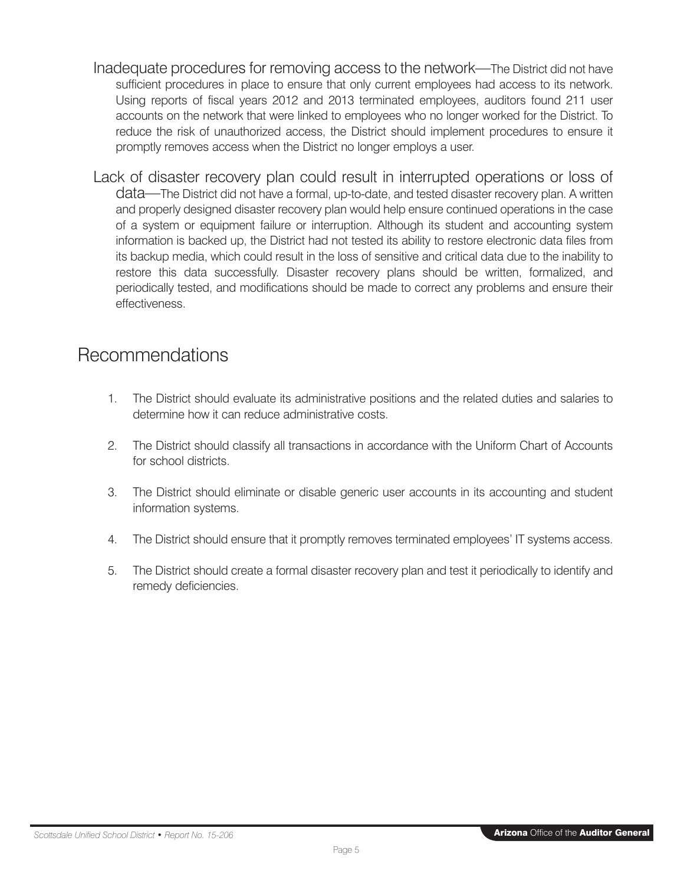**Inadequate procedures for removing access to the network**—The District did not have sufficient procedures in place to ensure that only current employees had access to its network. Using reports of fiscal years 2012 and 2013 terminated employees, auditors found 211 user accounts on the network that were linked to employees who no longer worked for the District. To reduce the risk of unauthorized access, the District should implement procedures to ensure it promptly removes access when the District no longer employs a user.

**Lack of disaster recovery plan could result in interrupted operations or loss of data**—The District did not have a formal, up-to-date, and tested disaster recovery plan. A written and properly designed disaster recovery plan would help ensure continued operations in the case of a system or equipment failure or interruption. Although its student and accounting system information is backed up, the District had not tested its ability to restore electronic data files from its backup media, which could result in the loss of sensitive and critical data due to the inability to restore this data successfully. Disaster recovery plans should be written, formalized, and periodically tested, and modifications should be made to correct any problems and ensure their effectiveness.

## Recommendations

1. The District should evaluate its administrative positions and the related duties and salaries to determine how it can reduce administrative costs.
2. The District should classify all transactions in accordance with the Uniform Chart of Accounts for school districts.
3. The District should eliminate or disable generic user accounts in its accounting and student information systems.
4. The District should ensure that it promptly removes terminated employees' IT systems access.
5. The District should create a formal disaster recovery plan and test it periodically to identify and remedy deficiencies.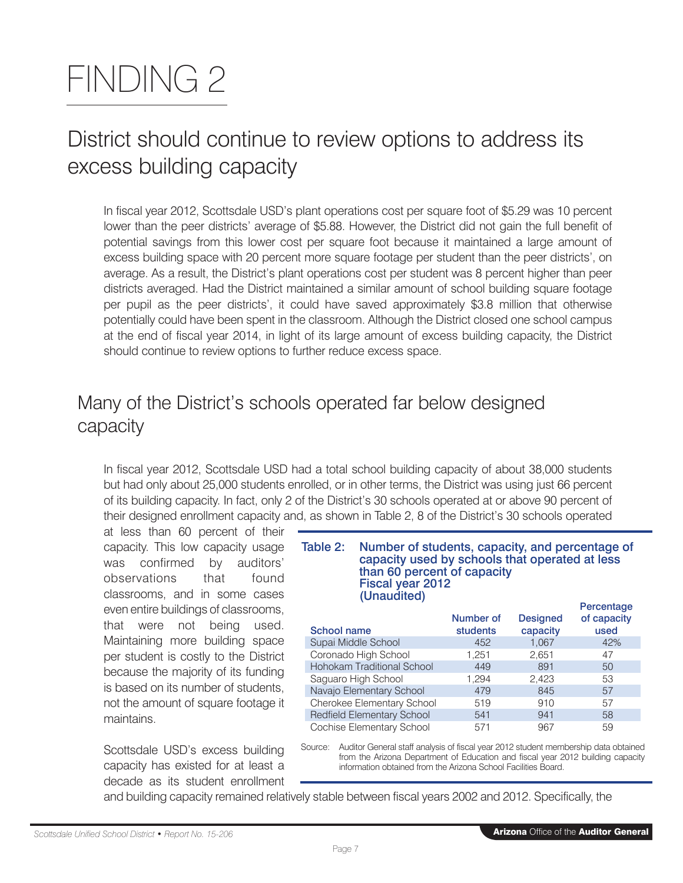# FINDING 2

## District should continue to review options to address its excess building capacity

In fiscal year 2012, Scottsdale USD's plant operations cost per square foot of $5.29 was 10 percent lower than the peer districts' average of $5.88. However, the District did not gain the full benefit of potential savings from this lower cost per square foot because it maintained a large amount of excess building space with 20 percent more square footage per student than the peer districts', on average. As a result, the District's plant operations cost per student was 8 percent higher than peer districts averaged. Had the District maintained a similar amount of school building square footage per pupil as the peer districts', it could have saved approximately $3.8 million that otherwise potentially could have been spent in the classroom. Although the District closed one school campus at the end of fiscal year 2014, in light of its large amount of excess building capacity, the District should continue to review options to further reduce excess space.

## Many of the District's schools operated far below designed capacity

In fiscal year 2012, Scottsdale USD had a total school building capacity of about 38,000 students but had only about 25,000 students enrolled, or in other terms, the District was using just 66 percent of its building capacity. In fact, only 2 of the District's 30 schools operated at or above 90 percent of their designed enrollment capacity and, as shown in Table 2, 8 of the District's 30 schools operated at less than 60 percent of their capacity. This low capacity usage was confirmed by auditors' observations that found classrooms, and in some cases even entire buildings of classrooms, that were not being used. Maintaining more building space per student is costly to the District because the majority of its funding is based on its number of students, not the amount of square footage it maintains.

**Table 2: Number of students, capacity, and percentage of capacity used by schools that operated at less than 60 percent of capacity
Fiscal year 2012
(Unaudited)**

| School name | Number of students | Designed capacity | Percentage of capacity used |
|---|---|---|---|
| Supai Middle School | 452 | 1,067 | 42% |
| Coronado High School | 1,251 | 2,651 | 47 |
| Hohokam Traditional School | 449 | 891 | 50 |
| Saguaro High School | 1,294 | 2,423 | 53 |
| Navajo Elementary School | 479 | 845 | 57 |
| Cherokee Elementary School | 519 | 910 | 57 |
| Redfield Elementary School | 541 | 941 | 58 |
| Cochise Elementary School | 571 | 967 | 59 |

Source: Auditor General staff analysis of fiscal year 2012 student membership data obtained from the Arizona Department of Education and fiscal year 2012 building capacity information obtained from the Arizona School Facilities Board.

Scottsdale USD's excess building capacity has existed for at least a decade as its student enrollment and building capacity remained relatively stable between fiscal years 2002 and 2012. Specifically, the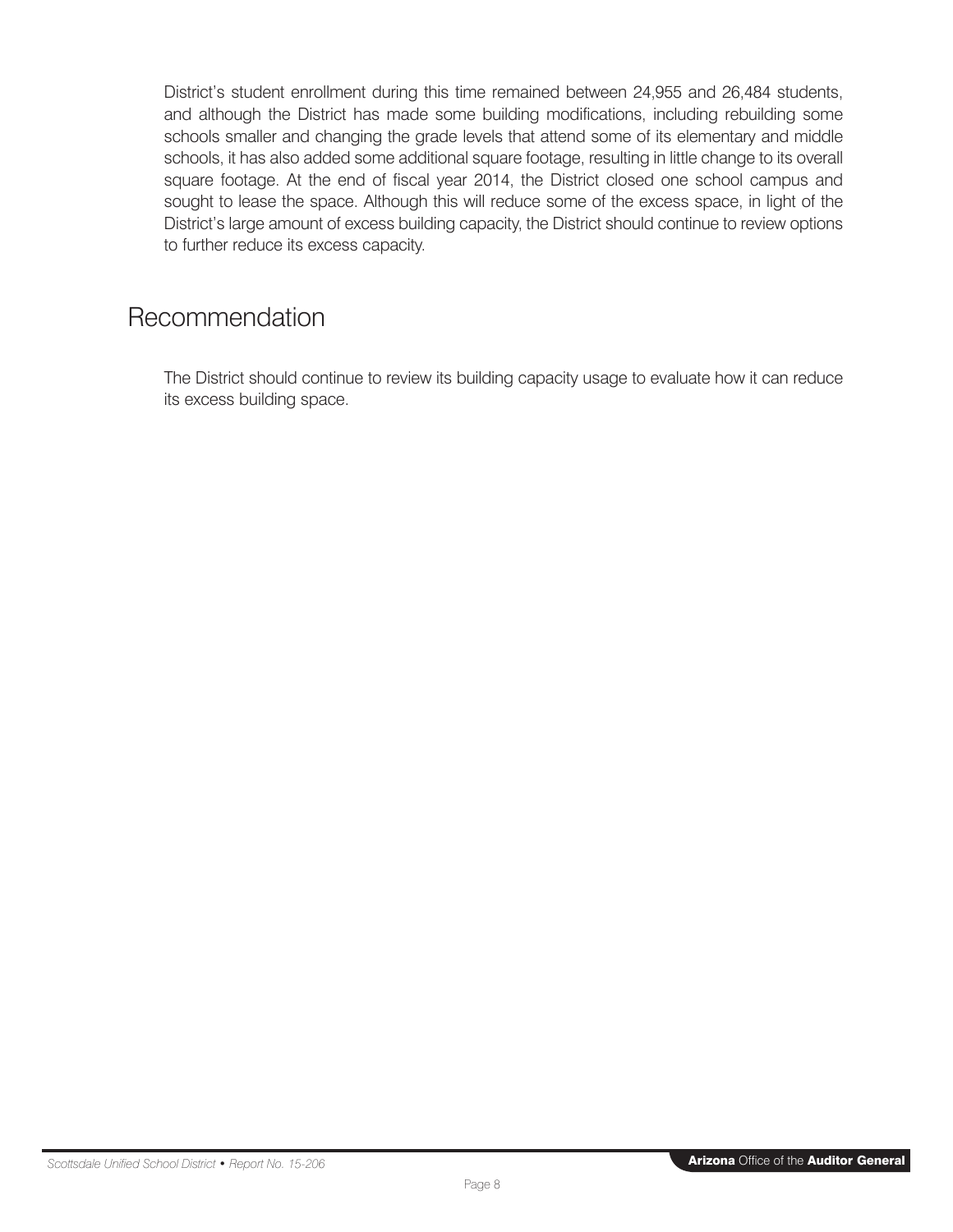District's student enrollment during this time remained between 24,955 and 26,484 students, and although the District has made some building modifications, including rebuilding some schools smaller and changing the grade levels that attend some of its elementary and middle schools, it has also added some additional square footage, resulting in little change to its overall square footage. At the end of fiscal year 2014, the District closed one school campus and sought to lease the space. Although this will reduce some of the excess space, in light of the District's large amount of excess building capacity, the District should continue to review options to further reduce its excess capacity.

## Recommendation

The District should continue to review its building capacity usage to evaluate how it can reduce its excess building space.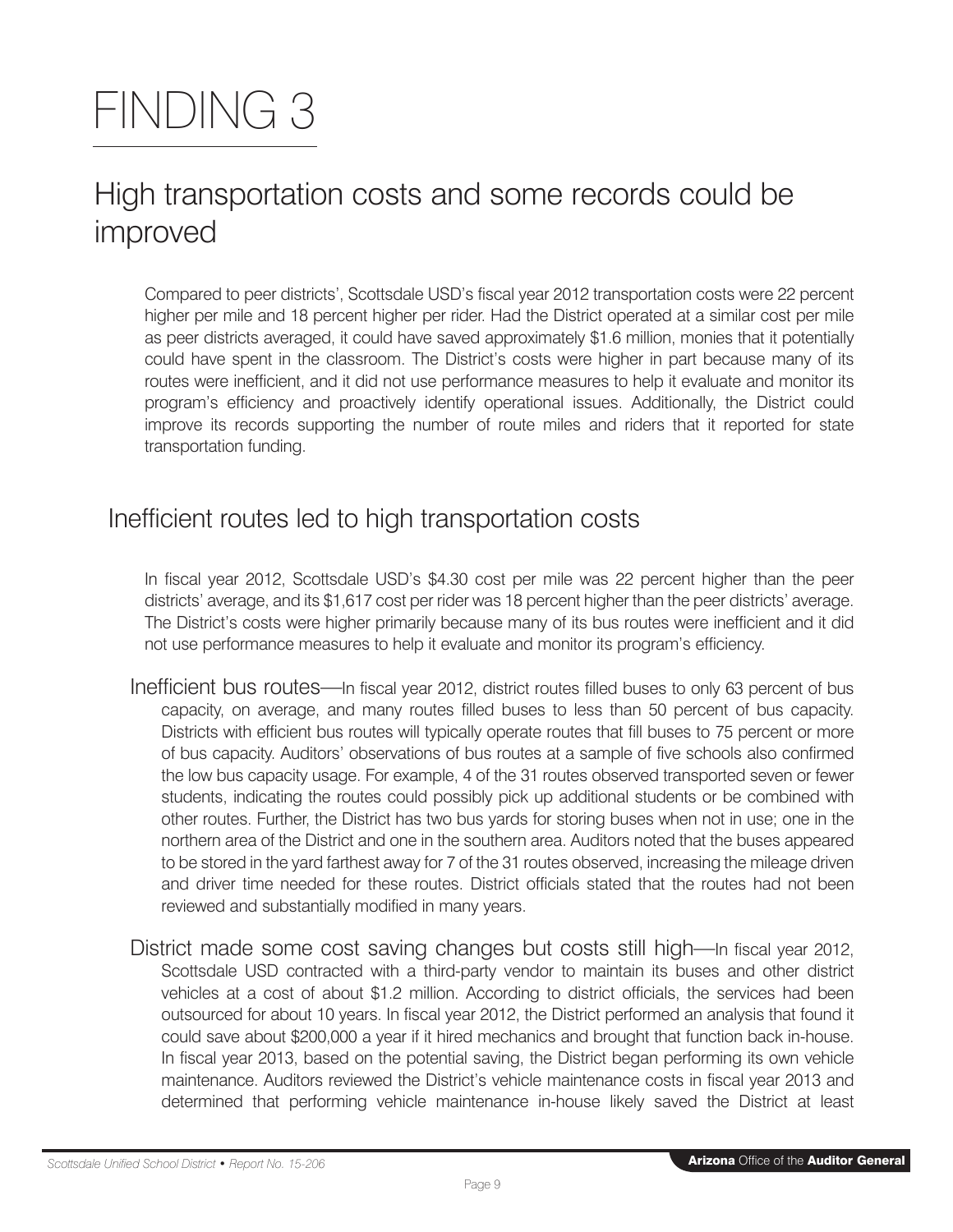# FINDING 3

## High transportation costs and some records could be improved

Compared to peer districts', Scottsdale USD's fiscal year 2012 transportation costs were 22 percent higher per mile and 18 percent higher per rider. Had the District operated at a similar cost per mile as peer districts averaged, it could have saved approximately $1.6 million, monies that it potentially could have spent in the classroom. The District's costs were higher in part because many of its routes were inefficient, and it did not use performance measures to help it evaluate and monitor its program's efficiency and proactively identify operational issues. Additionally, the District could improve its records supporting the number of route miles and riders that it reported for state transportation funding.

### Inefficient routes led to high transportation costs

In fiscal year 2012, Scottsdale USD's $4.30 cost per mile was 22 percent higher than the peer districts' average, and its $1,617 cost per rider was 18 percent higher than the peer districts' average. The District's costs were higher primarily because many of its bus routes were inefficient and it did not use performance measures to help it evaluate and monitor its program's efficiency.

Inefficient bus routes—In fiscal year 2012, district routes filled buses to only 63 percent of bus capacity, on average, and many routes filled buses to less than 50 percent of bus capacity. Districts with efficient bus routes will typically operate routes that fill buses to 75 percent or more of bus capacity. Auditors' observations of bus routes at a sample of five schools also confirmed the low bus capacity usage. For example, 4 of the 31 routes observed transported seven or fewer students, indicating the routes could possibly pick up additional students or be combined with other routes. Further, the District has two bus yards for storing buses when not in use; one in the northern area of the District and one in the southern area. Auditors noted that the buses appeared to be stored in the yard farthest away for 7 of the 31 routes observed, increasing the mileage driven and driver time needed for these routes. District officials stated that the routes had not been reviewed and substantially modified in many years.

District made some cost saving changes but costs still high—In fiscal year 2012, Scottsdale USD contracted with a third-party vendor to maintain its buses and other district vehicles at a cost of about $1.2 million. According to district officials, the services had been outsourced for about 10 years. In fiscal year 2012, the District performed an analysis that found it could save about $200,000 a year if it hired mechanics and brought that function back in-house. In fiscal year 2013, based on the potential saving, the District began performing its own vehicle maintenance. Auditors reviewed the District's vehicle maintenance costs in fiscal year 2013 and determined that performing vehicle maintenance in-house likely saved the District at least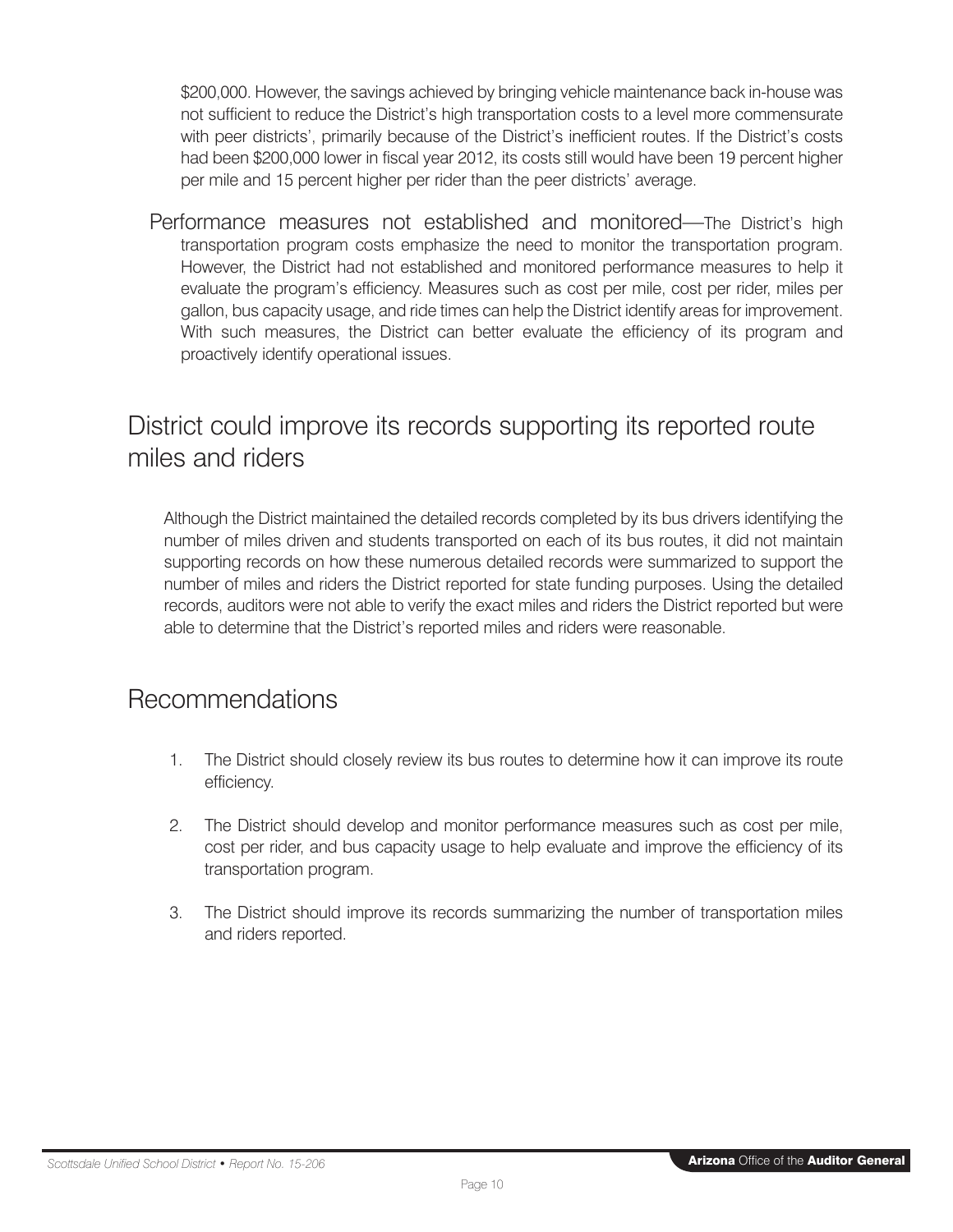$200,000. However, the savings achieved by bringing vehicle maintenance back in-house was not sufficient to reduce the District's high transportation costs to a level more commensurate with peer districts', primarily because of the District's inefficient routes. If the District's costs had been $200,000 lower in fiscal year 2012, its costs still would have been 19 percent higher per mile and 15 percent higher per rider than the peer districts' average.

Performance measures not established and monitored—The District's high transportation program costs emphasize the need to monitor the transportation program. However, the District had not established and monitored performance measures to help it evaluate the program's efficiency. Measures such as cost per mile, cost per rider, miles per gallon, bus capacity usage, and ride times can help the District identify areas for improvement. With such measures, the District can better evaluate the efficiency of its program and proactively identify operational issues.

## District could improve its records supporting its reported route miles and riders

Although the District maintained the detailed records completed by its bus drivers identifying the number of miles driven and students transported on each of its bus routes, it did not maintain supporting records on how these numerous detailed records were summarized to support the number of miles and riders the District reported for state funding purposes. Using the detailed records, auditors were not able to verify the exact miles and riders the District reported but were able to determine that the District's reported miles and riders were reasonable.

## Recommendations

1. The District should closely review its bus routes to determine how it can improve its route efficiency.

2. The District should develop and monitor performance measures such as cost per mile, cost per rider, and bus capacity usage to help evaluate and improve the efficiency of its transportation program.

3. The District should improve its records summarizing the number of transportation miles and riders reported.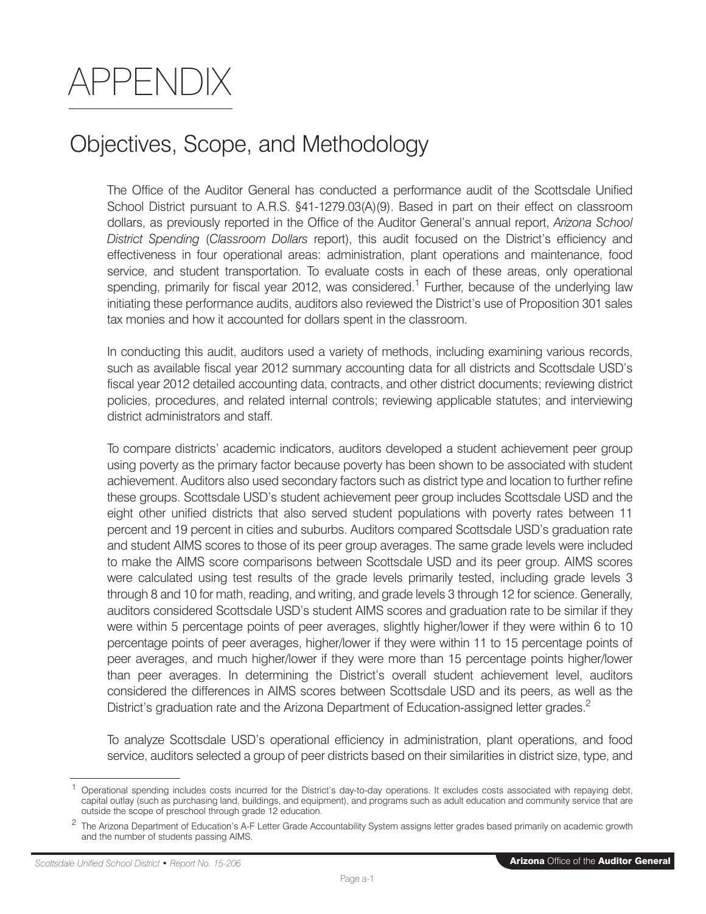# APPENDIX

## Objectives, Scope, and Methodology

The Office of the Auditor General has conducted a performance audit of the Scottsdale Unified School District pursuant to A.R.S. §41-1279.03(A)(9). Based in part on their effect on classroom dollars, as previously reported in the Office of the Auditor General's annual report, *Arizona School District Spending* (*Classroom Dollars* report), this audit focused on the District's efficiency and effectiveness in four operational areas: administration, plant operations and maintenance, food service, and student transportation. To evaluate costs in each of these areas, only operational spending, primarily for fiscal year 2012, was considered.[1] Further, because of the underlying law initiating these performance audits, auditors also reviewed the District's use of Proposition 301 sales tax monies and how it accounted for dollars spent in the classroom.

In conducting this audit, auditors used a variety of methods, including examining various records, such as available fiscal year 2012 summary accounting data for all districts and Scottsdale USD's fiscal year 2012 detailed accounting data, contracts, and other district documents; reviewing district policies, procedures, and related internal controls; reviewing applicable statutes; and interviewing district administrators and staff.

To compare districts' academic indicators, auditors developed a student achievement peer group using poverty as the primary factor because poverty has been shown to be associated with student achievement. Auditors also used secondary factors such as district type and location to further refine these groups. Scottsdale USD's student achievement peer group includes Scottsdale USD and the eight other unified districts that also served student populations with poverty rates between 11 percent and 19 percent in cities and suburbs. Auditors compared Scottsdale USD's graduation rate and student AIMS scores to those of its peer group averages. The same grade levels were included to make the AIMS score comparisons between Scottsdale USD and its peer group. AIMS scores were calculated using test results of the grade levels primarily tested, including grade levels 3 through 8 and 10 for math, reading, and writing, and grade levels 3 through 12 for science. Generally, auditors considered Scottsdale USD's student AIMS scores and graduation rate to be similar if they were within 5 percentage points of peer averages, slightly higher/lower if they were within 6 to 10 percentage points of peer averages, higher/lower if they were within 11 to 15 percentage points of peer averages, and much higher/lower if they were more than 15 percentage points higher/lower than peer averages. In determining the District's overall student achievement level, auditors considered the differences in AIMS scores between Scottsdale USD and its peers, as well as the District's graduation rate and the Arizona Department of Education-assigned letter grades.[2]

To analyze Scottsdale USD's operational efficiency in administration, plant operations, and food service, auditors selected a group of peer districts based on their similarities in district size, type, and

---

[1] Operational spending includes costs incurred for the District's day-to-day operations. It excludes costs associated with repaying debt, capital outlay (such as purchasing land, buildings, and equipment), and programs such as adult education and community service that are outside the scope of preschool through grade 12 education.

[2] The Arizona Department of Education's A-F Letter Grade Accountability System assigns letter grades based primarily on academic growth and the number of students passing AIMS.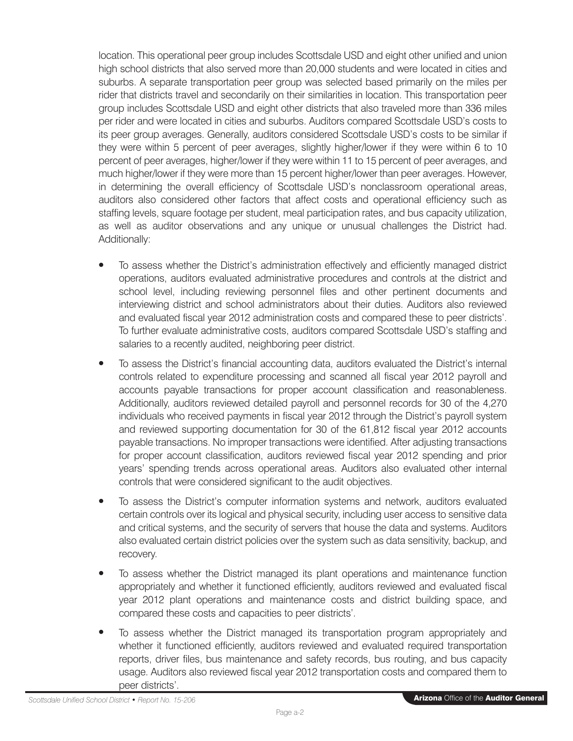location. This operational peer group includes Scottsdale USD and eight other unified and union high school districts that also served more than 20,000 students and were located in cities and suburbs. A separate transportation peer group was selected based primarily on the miles per rider that districts travel and secondarily on their similarities in location. This transportation peer group includes Scottsdale USD and eight other districts that also traveled more than 336 miles per rider and were located in cities and suburbs. Auditors compared Scottsdale USD's costs to its peer group averages. Generally, auditors considered Scottsdale USD's costs to be similar if they were within 5 percent of peer averages, slightly higher/lower if they were within 6 to 10 percent of peer averages, higher/lower if they were within 11 to 15 percent of peer averages, and much higher/lower if they were more than 15 percent higher/lower than peer averages. However, in determining the overall efficiency of Scottsdale USD's nonclassroom operational areas, auditors also considered other factors that affect costs and operational efficiency such as staffing levels, square footage per student, meal participation rates, and bus capacity utilization, as well as auditor observations and any unique or unusual challenges the District had. Additionally:

- To assess whether the District's administration effectively and efficiently managed district operations, auditors evaluated administrative procedures and controls at the district and school level, including reviewing personnel files and other pertinent documents and interviewing district and school administrators about their duties. Auditors also reviewed and evaluated fiscal year 2012 administration costs and compared these to peer districts'. To further evaluate administrative costs, auditors compared Scottsdale USD's staffing and salaries to a recently audited, neighboring peer district.
- To assess the District's financial accounting data, auditors evaluated the District's internal controls related to expenditure processing and scanned all fiscal year 2012 payroll and accounts payable transactions for proper account classification and reasonableness. Additionally, auditors reviewed detailed payroll and personnel records for 30 of the 4,270 individuals who received payments in fiscal year 2012 through the District's payroll system and reviewed supporting documentation for 30 of the 61,812 fiscal year 2012 accounts payable transactions. No improper transactions were identified. After adjusting transactions for proper account classification, auditors reviewed fiscal year 2012 spending and prior years' spending trends across operational areas. Auditors also evaluated other internal controls that were considered significant to the audit objectives.
- To assess the District's computer information systems and network, auditors evaluated certain controls over its logical and physical security, including user access to sensitive data and critical systems, and the security of servers that house the data and systems. Auditors also evaluated certain district policies over the system such as data sensitivity, backup, and recovery.
- To assess whether the District managed its plant operations and maintenance function appropriately and whether it functioned efficiently, auditors reviewed and evaluated fiscal year 2012 plant operations and maintenance costs and district building space, and compared these costs and capacities to peer districts'.
- To assess whether the District managed its transportation program appropriately and whether it functioned efficiently, auditors reviewed and evaluated required transportation reports, driver files, bus maintenance and safety records, bus routing, and bus capacity usage. Auditors also reviewed fiscal year 2012 transportation costs and compared them to peer districts'.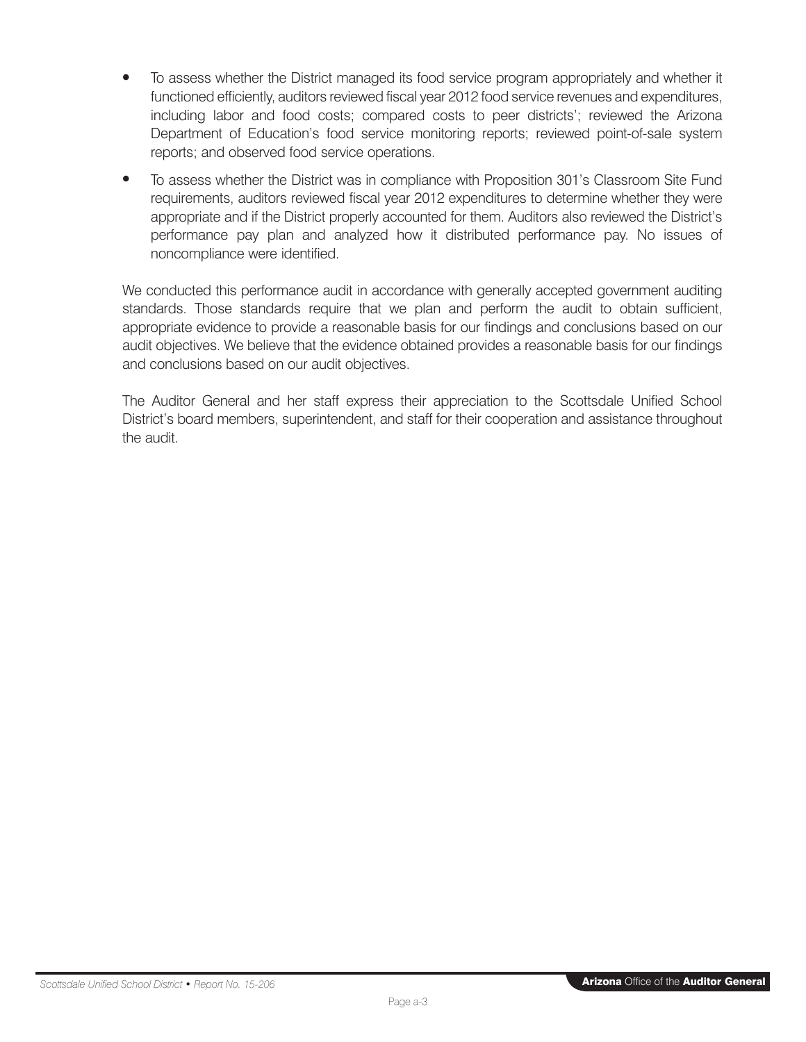- To assess whether the District managed its food service program appropriately and whether it functioned efficiently, auditors reviewed fiscal year 2012 food service revenues and expenditures, including labor and food costs; compared costs to peer districts'; reviewed the Arizona Department of Education's food service monitoring reports; reviewed point-of-sale system reports; and observed food service operations.
- To assess whether the District was in compliance with Proposition 301's Classroom Site Fund requirements, auditors reviewed fiscal year 2012 expenditures to determine whether they were appropriate and if the District properly accounted for them. Auditors also reviewed the District's performance pay plan and analyzed how it distributed performance pay. No issues of noncompliance were identified.

We conducted this performance audit in accordance with generally accepted government auditing standards. Those standards require that we plan and perform the audit to obtain sufficient, appropriate evidence to provide a reasonable basis for our findings and conclusions based on our audit objectives. We believe that the evidence obtained provides a reasonable basis for our findings and conclusions based on our audit objectives.

The Auditor General and her staff express their appreciation to the Scottsdale Unified School District's board members, superintendent, and staff for their cooperation and assistance throughout the audit.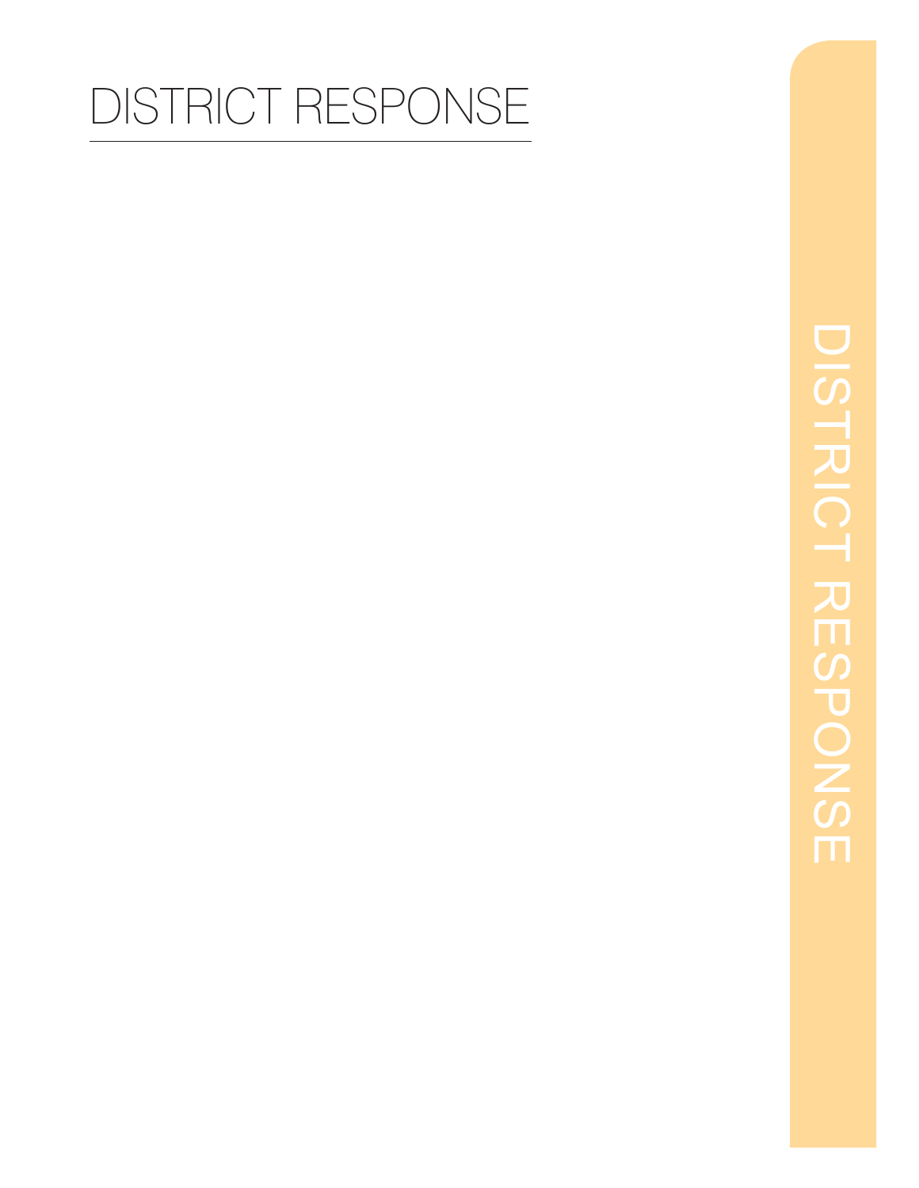# DISTRICT RESPONSE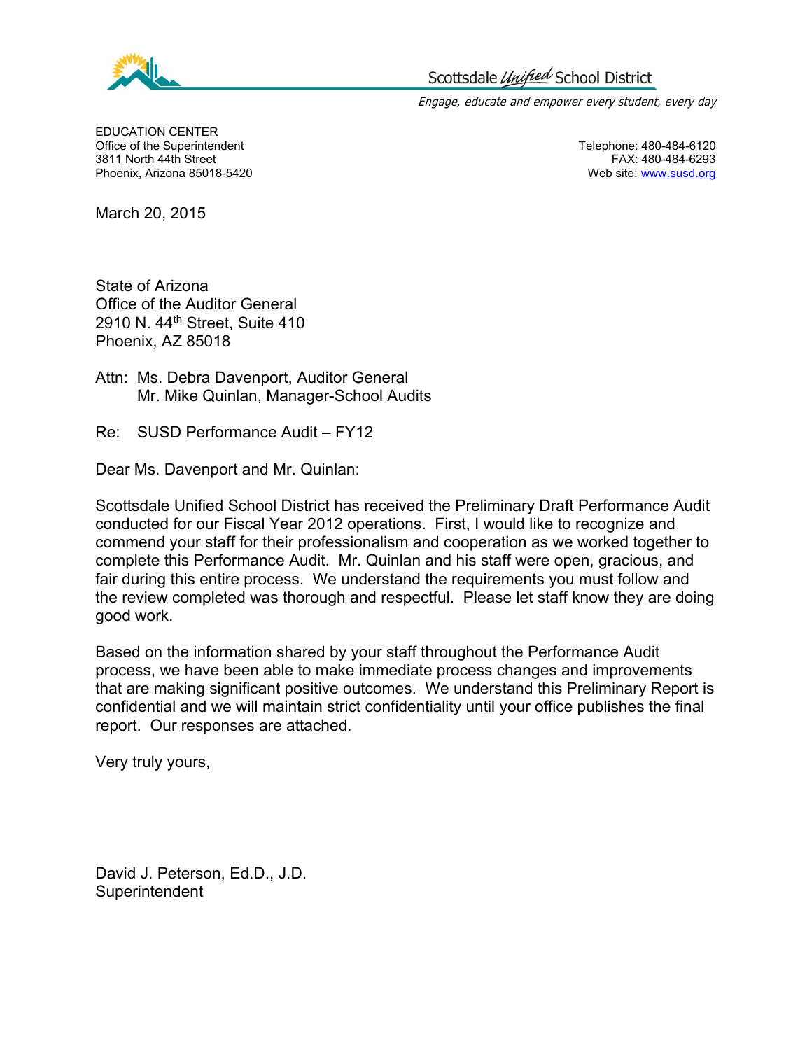Scottsdale *Unified* School District

*Engage, educate and empower every student, every day*

EDUCATION CENTER
Office of the Superintendent
3811 North 44th Street
Phoenix, Arizona 85018-5420

Telephone: 480-484-6120
FAX: 480-484-6293
Web site: www.susd.org

March 20, 2015

State of Arizona
Office of the Auditor General
2910 N. 44th Street, Suite 410
Phoenix, AZ 85018

Attn: Ms. Debra Davenport, Auditor General
Mr. Mike Quinlan, Manager-School Audits

Re: SUSD Performance Audit – FY12

Dear Ms. Davenport and Mr. Quinlan:

Scottsdale Unified School District has received the Preliminary Draft Performance Audit conducted for our Fiscal Year 2012 operations. First, I would like to recognize and commend your staff for their professionalism and cooperation as we worked together to complete this Performance Audit. Mr. Quinlan and his staff were open, gracious, and fair during this entire process. We understand the requirements you must follow and the review completed was thorough and respectful. Please let staff know they are doing good work.

Based on the information shared by your staff throughout the Performance Audit process, we have been able to make immediate process changes and improvements that are making significant positive outcomes. We understand this Preliminary Report is confidential and we will maintain strict confidentiality until your office publishes the final report. Our responses are attached.

Very truly yours,

David J. Peterson, Ed.D., J.D.
Superintendent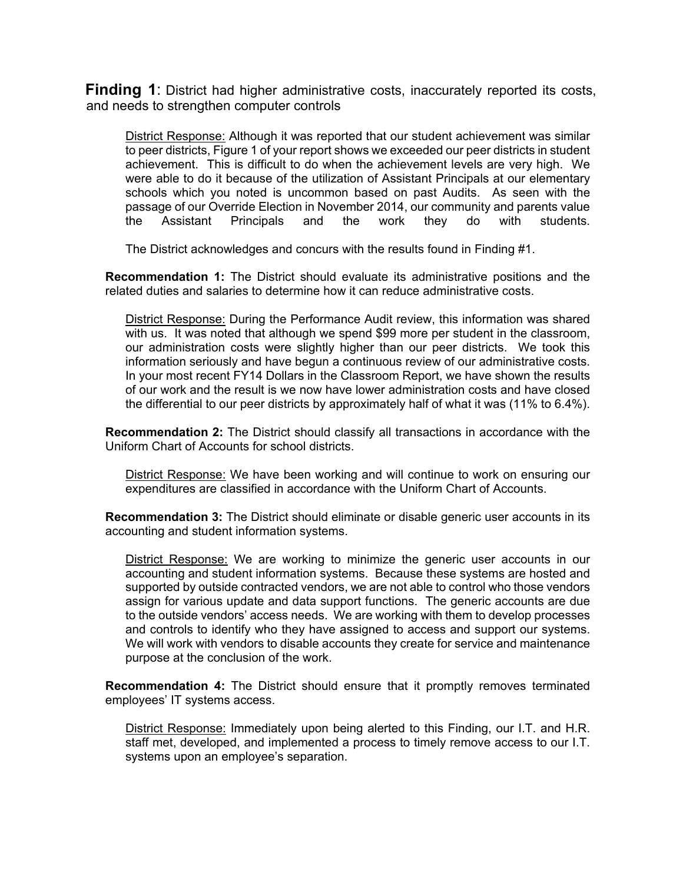**Finding 1**: District had higher administrative costs, inaccurately reported its costs, and needs to strengthen computer controls

<u>District Response:</u> Although it was reported that our student achievement was similar to peer districts, Figure 1 of your report shows we exceeded our peer districts in student achievement. This is difficult to do when the achievement levels are very high. We were able to do it because of the utilization of Assistant Principals at our elementary schools which you noted is uncommon based on past Audits. As seen with the passage of our Override Election in November 2014, our community and parents value the Assistant Principals and the work they do with students.

The District acknowledges and concurs with the results found in Finding #1.

**Recommendation 1:** The District should evaluate its administrative positions and the related duties and salaries to determine how it can reduce administrative costs.

<u>District Response:</u> During the Performance Audit review, this information was shared with us. It was noted that although we spend $99 more per student in the classroom, our administration costs were slightly higher than our peer districts. We took this information seriously and have begun a continuous review of our administrative costs. In your most recent FY14 Dollars in the Classroom Report, we have shown the results of our work and the result is we now have lower administration costs and have closed the differential to our peer districts by approximately half of what it was (11% to 6.4%).

**Recommendation 2:** The District should classify all transactions in accordance with the Uniform Chart of Accounts for school districts.

<u>District Response:</u> We have been working and will continue to work on ensuring our expenditures are classified in accordance with the Uniform Chart of Accounts.

**Recommendation 3:** The District should eliminate or disable generic user accounts in its accounting and student information systems.

<u>District Response:</u> We are working to minimize the generic user accounts in our accounting and student information systems. Because these systems are hosted and supported by outside contracted vendors, we are not able to control who those vendors assign for various update and data support functions. The generic accounts are due to the outside vendors' access needs. We are working with them to develop processes and controls to identify who they have assigned to access and support our systems. We will work with vendors to disable accounts they create for service and maintenance purpose at the conclusion of the work.

**Recommendation 4:** The District should ensure that it promptly removes terminated employees' IT systems access.

<u>District Response:</u> Immediately upon being alerted to this Finding, our I.T. and H.R. staff met, developed, and implemented a process to timely remove access to our I.T. systems upon an employee's separation.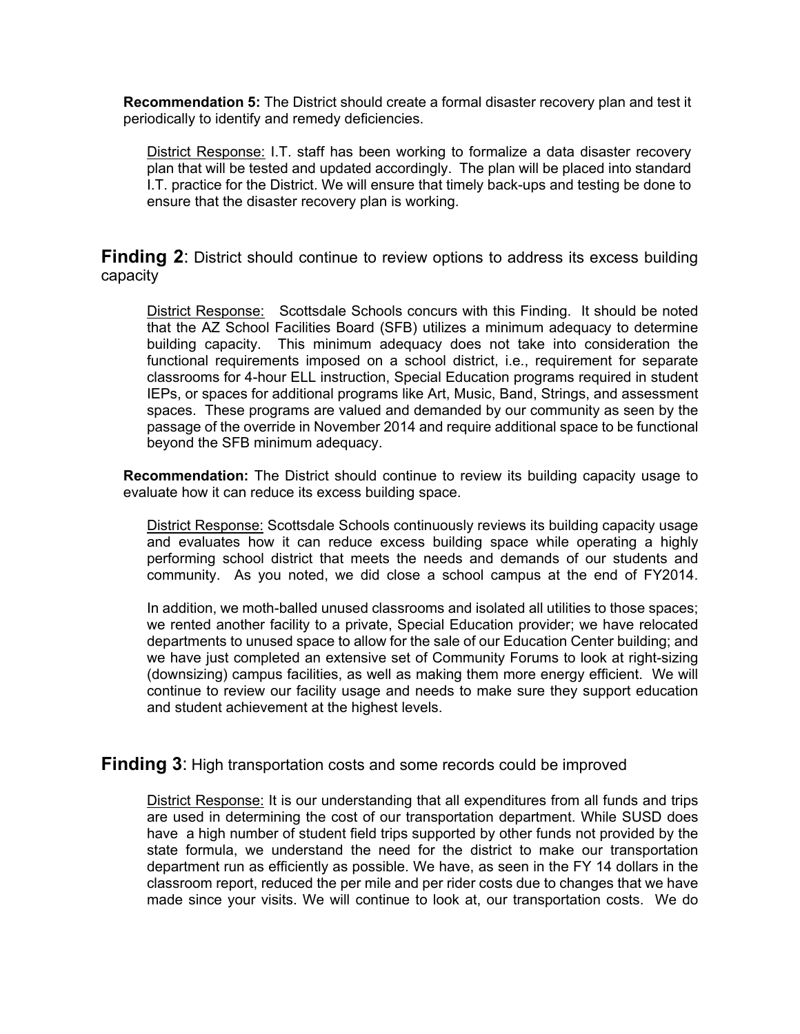**Recommendation 5:** The District should create a formal disaster recovery plan and test it periodically to identify and remedy deficiencies.

District Response: I.T. staff has been working to formalize a data disaster recovery plan that will be tested and updated accordingly. The plan will be placed into standard I.T. practice for the District. We will ensure that timely back-ups and testing be done to ensure that the disaster recovery plan is working.

## **Finding 2**: District should continue to review options to address its excess building capacity

District Response: Scottsdale Schools concurs with this Finding. It should be noted that the AZ School Facilities Board (SFB) utilizes a minimum adequacy to determine building capacity. This minimum adequacy does not take into consideration the functional requirements imposed on a school district, i.e., requirement for separate classrooms for 4-hour ELL instruction, Special Education programs required in student IEPs, or spaces for additional programs like Art, Music, Band, Strings, and assessment spaces. These programs are valued and demanded by our community as seen by the passage of the override in November 2014 and require additional space to be functional beyond the SFB minimum adequacy.

**Recommendation:** The District should continue to review its building capacity usage to evaluate how it can reduce its excess building space.

District Response: Scottsdale Schools continuously reviews its building capacity usage and evaluates how it can reduce excess building space while operating a highly performing school district that meets the needs and demands of our students and community. As you noted, we did close a school campus at the end of FY2014.

In addition, we moth-balled unused classrooms and isolated all utilities to those spaces; we rented another facility to a private, Special Education provider; we have relocated departments to unused space to allow for the sale of our Education Center building; and we have just completed an extensive set of Community Forums to look at right-sizing (downsizing) campus facilities, as well as making them more energy efficient. We will continue to review our facility usage and needs to make sure they support education and student achievement at the highest levels.

## **Finding 3**: High transportation costs and some records could be improved

District Response: It is our understanding that all expenditures from all funds and trips are used in determining the cost of our transportation department. While SUSD does have a high number of student field trips supported by other funds not provided by the state formula, we understand the need for the district to make our transportation department run as efficiently as possible. We have, as seen in the FY 14 dollars in the classroom report, reduced the per mile and per rider costs due to changes that we have made since your visits. We will continue to look at, our transportation costs. We do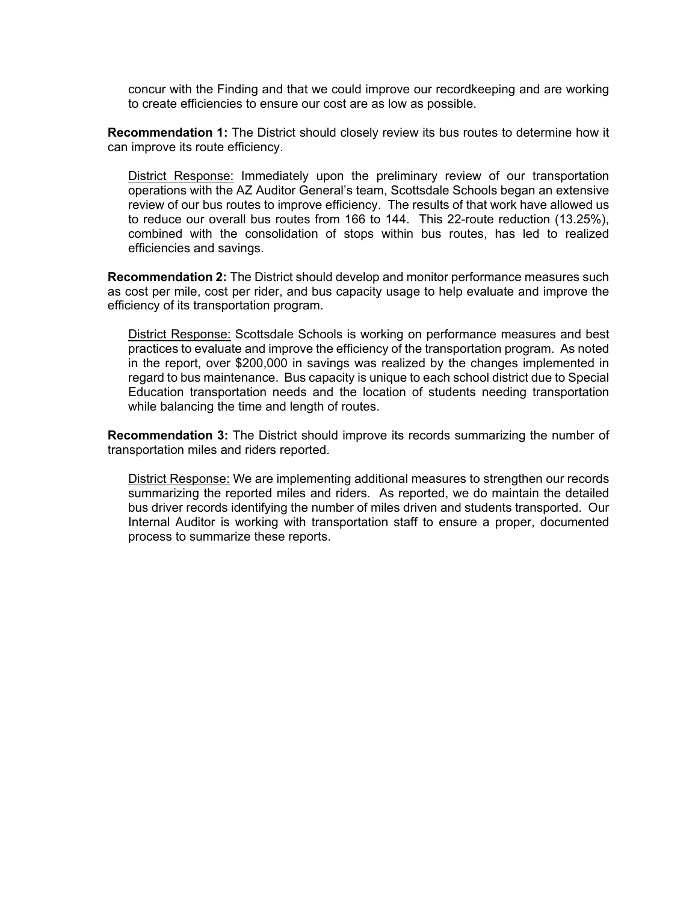concur with the Finding and that we could improve our recordkeeping and are working to create efficiencies to ensure our cost are as low as possible.

**Recommendation 1:** The District should closely review its bus routes to determine how it can improve its route efficiency.

District Response: Immediately upon the preliminary review of our transportation operations with the AZ Auditor General's team, Scottsdale Schools began an extensive review of our bus routes to improve efficiency. The results of that work have allowed us to reduce our overall bus routes from 166 to 144. This 22-route reduction (13.25%), combined with the consolidation of stops within bus routes, has led to realized efficiencies and savings.

**Recommendation 2:** The District should develop and monitor performance measures such as cost per mile, cost per rider, and bus capacity usage to help evaluate and improve the efficiency of its transportation program.

District Response: Scottsdale Schools is working on performance measures and best practices to evaluate and improve the efficiency of the transportation program. As noted in the report, over $200,000 in savings was realized by the changes implemented in regard to bus maintenance. Bus capacity is unique to each school district due to Special Education transportation needs and the location of students needing transportation while balancing the time and length of routes.

**Recommendation 3:** The District should improve its records summarizing the number of transportation miles and riders reported.

District Response: We are implementing additional measures to strengthen our records summarizing the reported miles and riders. As reported, we do maintain the detailed bus driver records identifying the number of miles driven and students transported. Our Internal Auditor is working with transportation staff to ensure a proper, documented process to summarize these reports.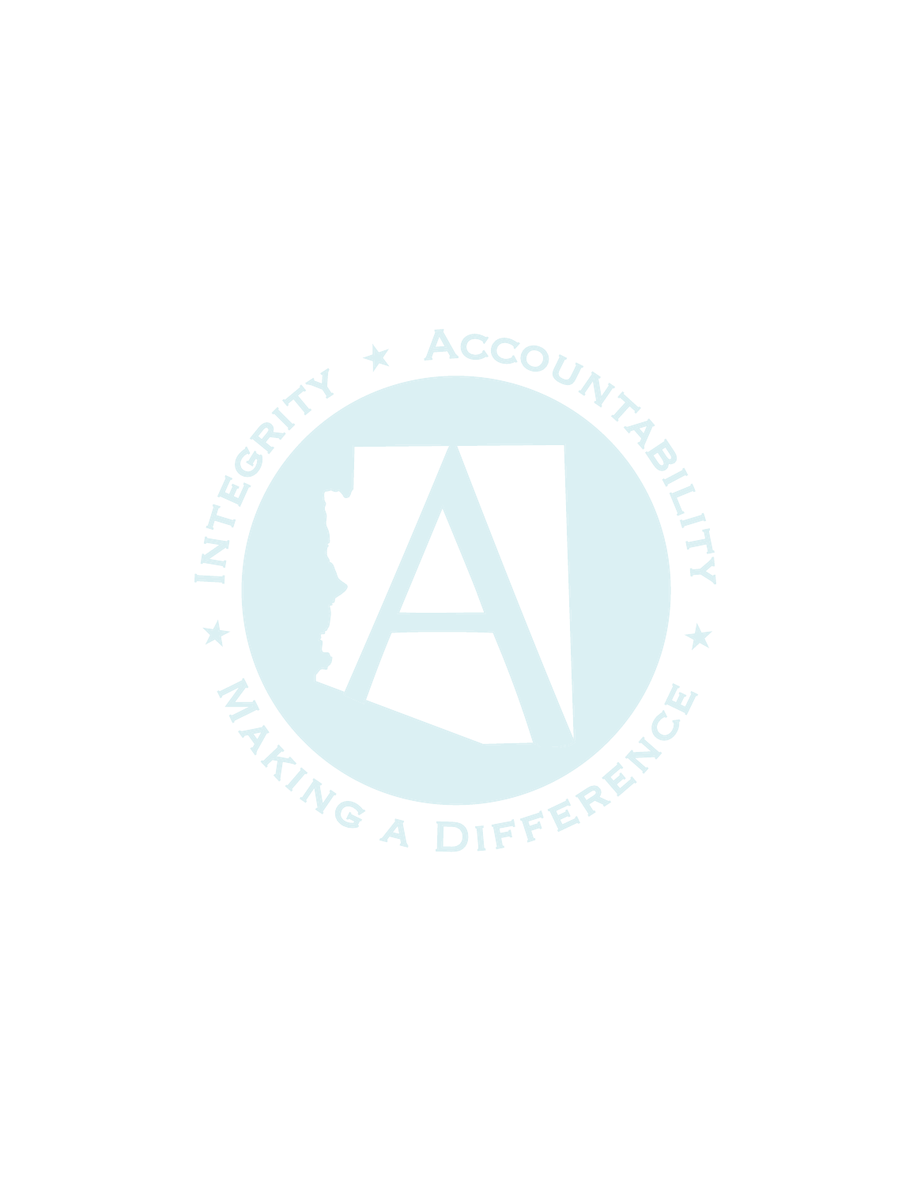Integrity ★ Accountability ★ Making a Difference